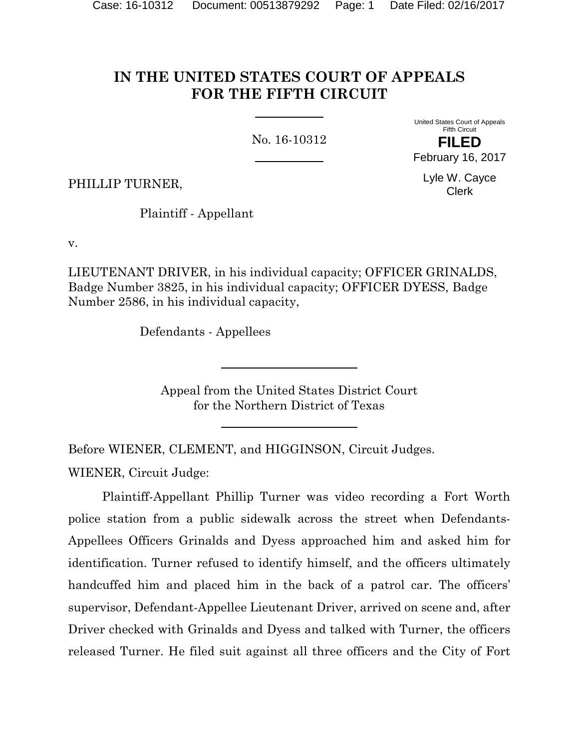# IN THE UNITED STATES COURT OF APPEALS FOR THE FIFTH CIRCUIT

No. 16-10312

United States Court of Appeals
Fifth Circuit

**FILED**

February 16, 2017

Lyle W. Cayce
Clerk

PHILLIP TURNER,

Plaintiff - Appellant

v.

LIEUTENANT DRIVER, in his individual capacity; OFFICER GRINALDS, Badge Number 3825, in his individual capacity; OFFICER DYESS, Badge Number 2586, in his individual capacity,

Defendants - Appellees

Appeal from the United States District Court
for the Northern District of Texas

Before WIENER, CLEMENT, and HIGGINSON, Circuit Judges.

WIENER, Circuit Judge:

Plaintiff-Appellant Phillip Turner was video recording a Fort Worth police station from a public sidewalk across the street when Defendants-Appellees Officers Grinalds and Dyess approached him and asked him for identification. Turner refused to identify himself, and the officers ultimately handcuffed him and placed him in the back of a patrol car. The officers' supervisor, Defendant-Appellee Lieutenant Driver, arrived on scene and, after Driver checked with Grinalds and Dyess and talked with Turner, the officers released Turner. He filed suit against all three officers and the City of Fort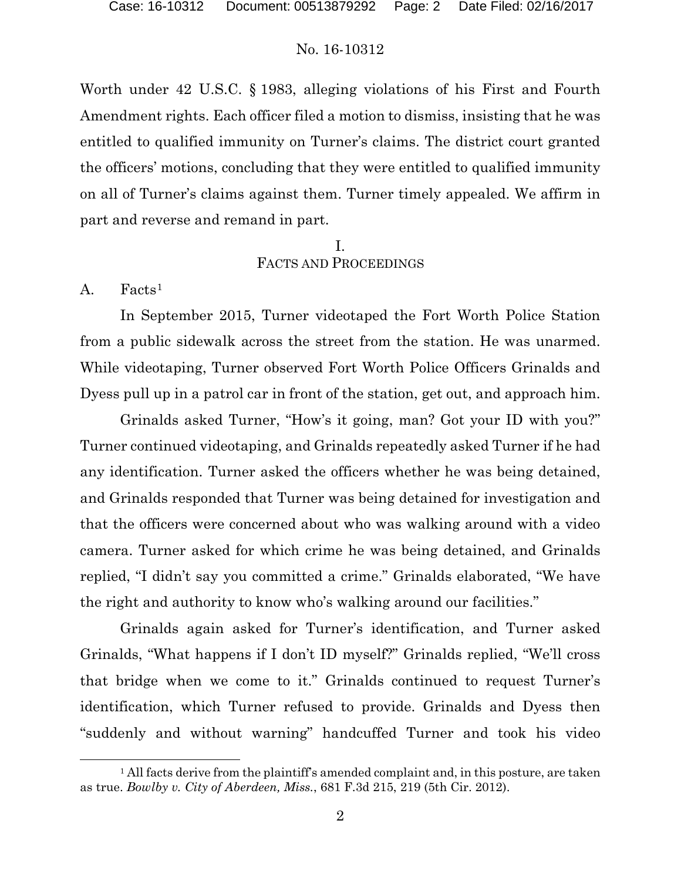Worth under 42 U.S.C. § 1983, alleging violations of his First and Fourth Amendment rights. Each officer filed a motion to dismiss, insisting that he was entitled to qualified immunity on Turner's claims. The district court granted the officers' motions, concluding that they were entitled to qualified immunity on all of Turner's claims against them. Turner timely appealed. We affirm in part and reverse and remand in part.

## I. FACTS AND PROCEEDINGS

### A. Facts[1]

In September 2015, Turner videotaped the Fort Worth Police Station from a public sidewalk across the street from the station. He was unarmed. While videotaping, Turner observed Fort Worth Police Officers Grinalds and Dyess pull up in a patrol car in front of the station, get out, and approach him.

Grinalds asked Turner, "How's it going, man? Got your ID with you?" Turner continued videotaping, and Grinalds repeatedly asked Turner if he had any identification. Turner asked the officers whether he was being detained, and Grinalds responded that Turner was being detained for investigation and that the officers were concerned about who was walking around with a video camera. Turner asked for which crime he was being detained, and Grinalds replied, "I didn't say you committed a crime." Grinalds elaborated, "We have the right and authority to know who's walking around our facilities."

Grinalds again asked for Turner's identification, and Turner asked Grinalds, "What happens if I don't ID myself?" Grinalds replied, "We'll cross that bridge when we come to it." Grinalds continued to request Turner's identification, which Turner refused to provide. Grinalds and Dyess then "suddenly and without warning" handcuffed Turner and took his video

[1] All facts derive from the plaintiff's amended complaint and, in this posture, are taken as true. *Bowlby v. City of Aberdeen, Miss.*, 681 F.3d 215, 219 (5th Cir. 2012).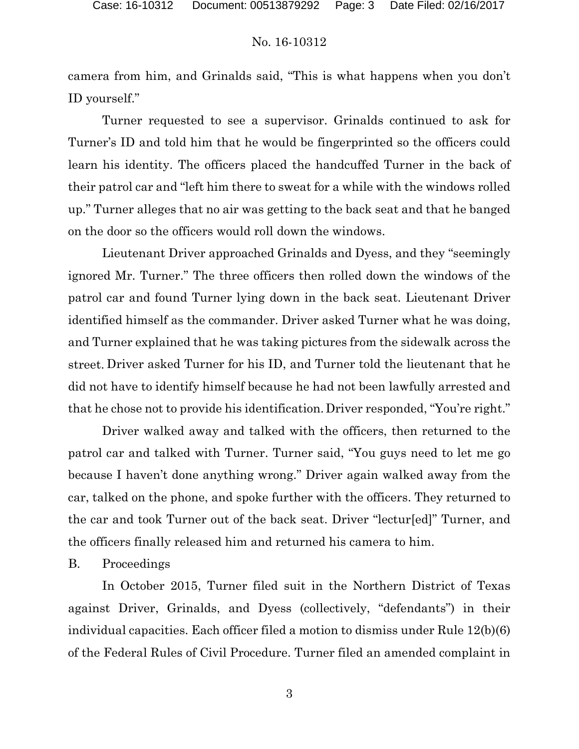camera from him, and Grinalds said, "This is what happens when you don't ID yourself."

Turner requested to see a supervisor. Grinalds continued to ask for Turner's ID and told him that he would be fingerprinted so the officers could learn his identity. The officers placed the handcuffed Turner in the back of their patrol car and "left him there to sweat for a while with the windows rolled up." Turner alleges that no air was getting to the back seat and that he banged on the door so the officers would roll down the windows.

Lieutenant Driver approached Grinalds and Dyess, and they "seemingly ignored Mr. Turner." The three officers then rolled down the windows of the patrol car and found Turner lying down in the back seat. Lieutenant Driver identified himself as the commander. Driver asked Turner what he was doing, and Turner explained that he was taking pictures from the sidewalk across the street. Driver asked Turner for his ID, and Turner told the lieutenant that he did not have to identify himself because he had not been lawfully arrested and that he chose not to provide his identification. Driver responded, "You're right."

Driver walked away and talked with the officers, then returned to the patrol car and talked with Turner. Turner said, "You guys need to let me go because I haven't done anything wrong." Driver again walked away from the car, talked on the phone, and spoke further with the officers. They returned to the car and took Turner out of the back seat. Driver "lectur[ed]" Turner, and the officers finally released him and returned his camera to him.

B. Proceedings

In October 2015, Turner filed suit in the Northern District of Texas against Driver, Grinalds, and Dyess (collectively, "defendants") in their individual capacities. Each officer filed a motion to dismiss under Rule 12(b)(6) of the Federal Rules of Civil Procedure. Turner filed an amended complaint in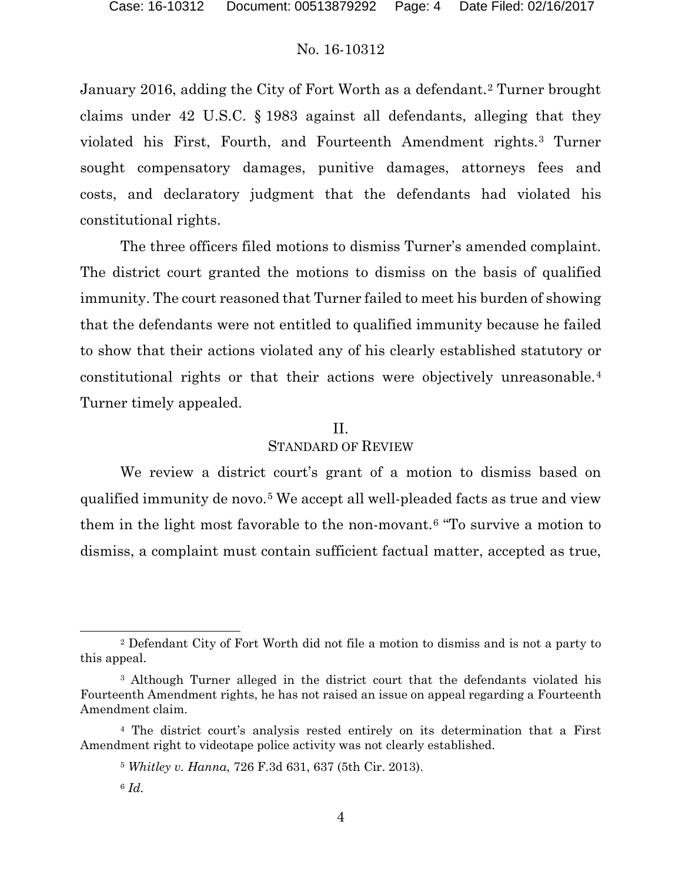January 2016, adding the City of Fort Worth as a defendant.[2] Turner brought claims under 42 U.S.C. § 1983 against all defendants, alleging that they violated his First, Fourth, and Fourteenth Amendment rights.[3] Turner sought compensatory damages, punitive damages, attorneys fees and costs, and declaratory judgment that the defendants had violated his constitutional rights.

The three officers filed motions to dismiss Turner's amended complaint. The district court granted the motions to dismiss on the basis of qualified immunity. The court reasoned that Turner failed to meet his burden of showing that the defendants were not entitled to qualified immunity because he failed to show that their actions violated any of his clearly established statutory or constitutional rights or that their actions were objectively unreasonable.[4] Turner timely appealed.

## II.
## STANDARD OF REVIEW

We review a district court's grant of a motion to dismiss based on qualified immunity de novo.[5] We accept all well-pleaded facts as true and view them in the light most favorable to the non-movant.[6] "To survive a motion to dismiss, a complaint must contain sufficient factual matter, accepted as true,

---

[2] Defendant City of Fort Worth did not file a motion to dismiss and is not a party to this appeal.

[3] Although Turner alleged in the district court that the defendants violated his Fourteenth Amendment rights, he has not raised an issue on appeal regarding a Fourteenth Amendment claim.

[4] The district court's analysis rested entirely on its determination that a First Amendment right to videotape police activity was not clearly established.

[5] *Whitley v. Hanna*, 726 F.3d 631, 637 (5th Cir. 2013).

[6] *Id.*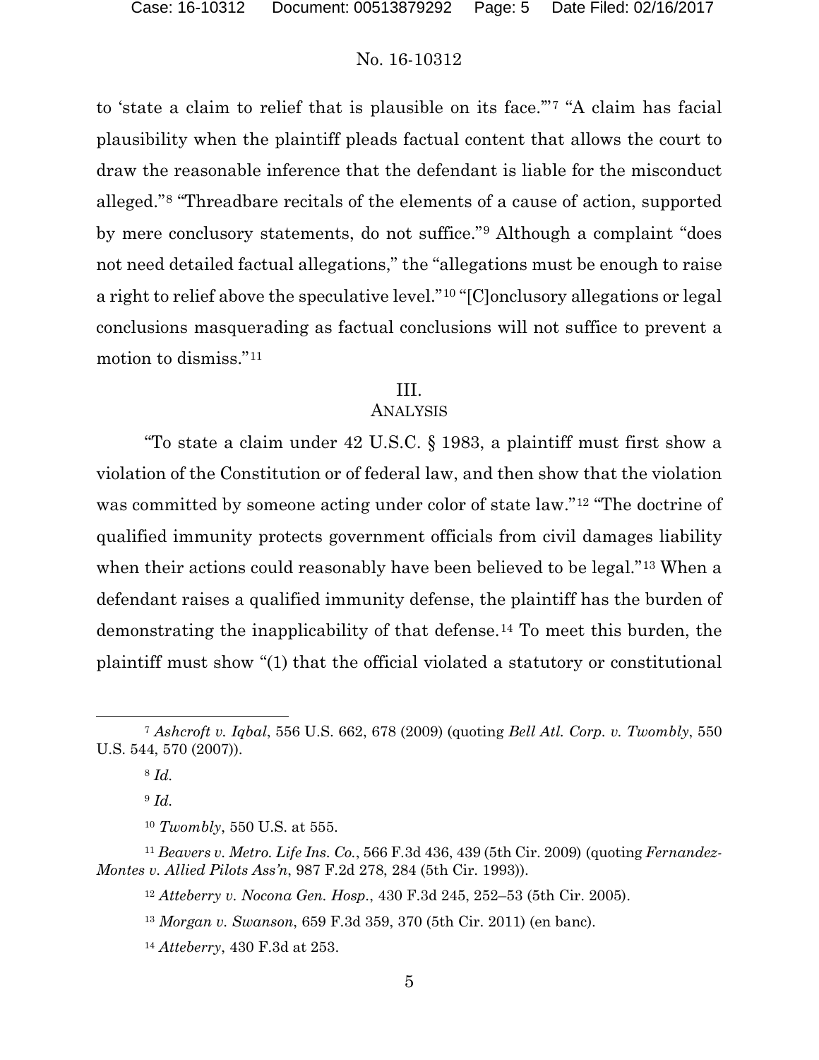to 'state a claim to relief that is plausible on its face.'"[7] "A claim has facial plausibility when the plaintiff pleads factual content that allows the court to draw the reasonable inference that the defendant is liable for the misconduct alleged."[8] "Threadbare recitals of the elements of a cause of action, supported by mere conclusory statements, do not suffice."[9] Although a complaint "does not need detailed factual allegations," the "allegations must be enough to raise a right to relief above the speculative level."[10] "[C]onclusory allegations or legal conclusions masquerading as factual conclusions will not suffice to prevent a motion to dismiss."[11]

## III.
## ANALYSIS

"To state a claim under 42 U.S.C. § 1983, a plaintiff must first show a violation of the Constitution or of federal law, and then show that the violation was committed by someone acting under color of state law."[12] "The doctrine of qualified immunity protects government officials from civil damages liability when their actions could reasonably have been believed to be legal."[13] When a defendant raises a qualified immunity defense, the plaintiff has the burden of demonstrating the inapplicability of that defense.[14] To meet this burden, the plaintiff must show "(1) that the official violated a statutory or constitutional

---

[7] *Ashcroft v. Iqbal*, 556 U.S. 662, 678 (2009) (quoting *Bell Atl. Corp. v. Twombly*, 550 U.S. 544, 570 (2007)).

[8] *Id.*

[9] *Id.*

[10] *Twombly*, 550 U.S. at 555.

[11] *Beavers v. Metro. Life Ins. Co.*, 566 F.3d 436, 439 (5th Cir. 2009) (quoting *Fernandez-Montes v. Allied Pilots Ass'n*, 987 F.2d 278, 284 (5th Cir. 1993)).

[12] *Atteberry v. Nocona Gen. Hosp.*, 430 F.3d 245, 252–53 (5th Cir. 2005).

[13] *Morgan v. Swanson*, 659 F.3d 359, 370 (5th Cir. 2011) (en banc).

[14] *Atteberry*, 430 F.3d at 253.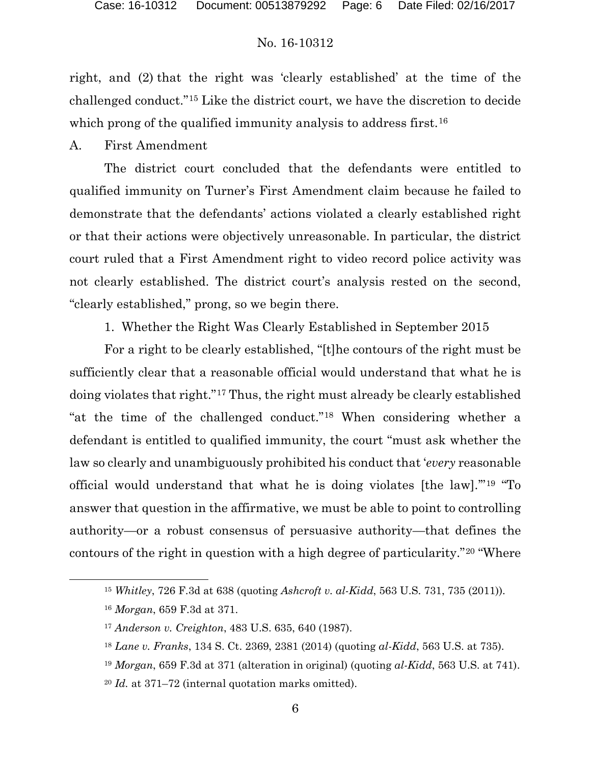right, and (2) that the right was 'clearly established' at the time of the challenged conduct."[15] Like the district court, we have the discretion to decide which prong of the qualified immunity analysis to address first.[16]

A. First Amendment

The district court concluded that the defendants were entitled to qualified immunity on Turner's First Amendment claim because he failed to demonstrate that the defendants' actions violated a clearly established right or that their actions were objectively unreasonable. In particular, the district court ruled that a First Amendment right to video record police activity was not clearly established. The district court's analysis rested on the second, "clearly established," prong, so we begin there.

1. Whether the Right Was Clearly Established in September 2015

For a right to be clearly established, "[t]he contours of the right must be sufficiently clear that a reasonable official would understand that what he is doing violates that right."[17] Thus, the right must already be clearly established "at the time of the challenged conduct."[18] When considering whether a defendant is entitled to qualified immunity, the court "must ask whether the law so clearly and unambiguously prohibited his conduct that '*every* reasonable official would understand that what he is doing violates [the law].'"[19] "To answer that question in the affirmative, we must be able to point to controlling authority—or a robust consensus of persuasive authority—that defines the contours of the right in question with a high degree of particularity."[20] "Where

---

[15] *Whitley*, 726 F.3d at 638 (quoting *Ashcroft v. al-Kidd*, 563 U.S. 731, 735 (2011)).

[16] *Morgan*, 659 F.3d at 371.

[17] *Anderson v. Creighton*, 483 U.S. 635, 640 (1987).

[18] *Lane v. Franks*, 134 S. Ct. 2369, 2381 (2014) (quoting *al-Kidd*, 563 U.S. at 735).

[19] *Morgan*, 659 F.3d at 371 (alteration in original) (quoting *al-Kidd*, 563 U.S. at 741).

[20] *Id.* at 371–72 (internal quotation marks omitted).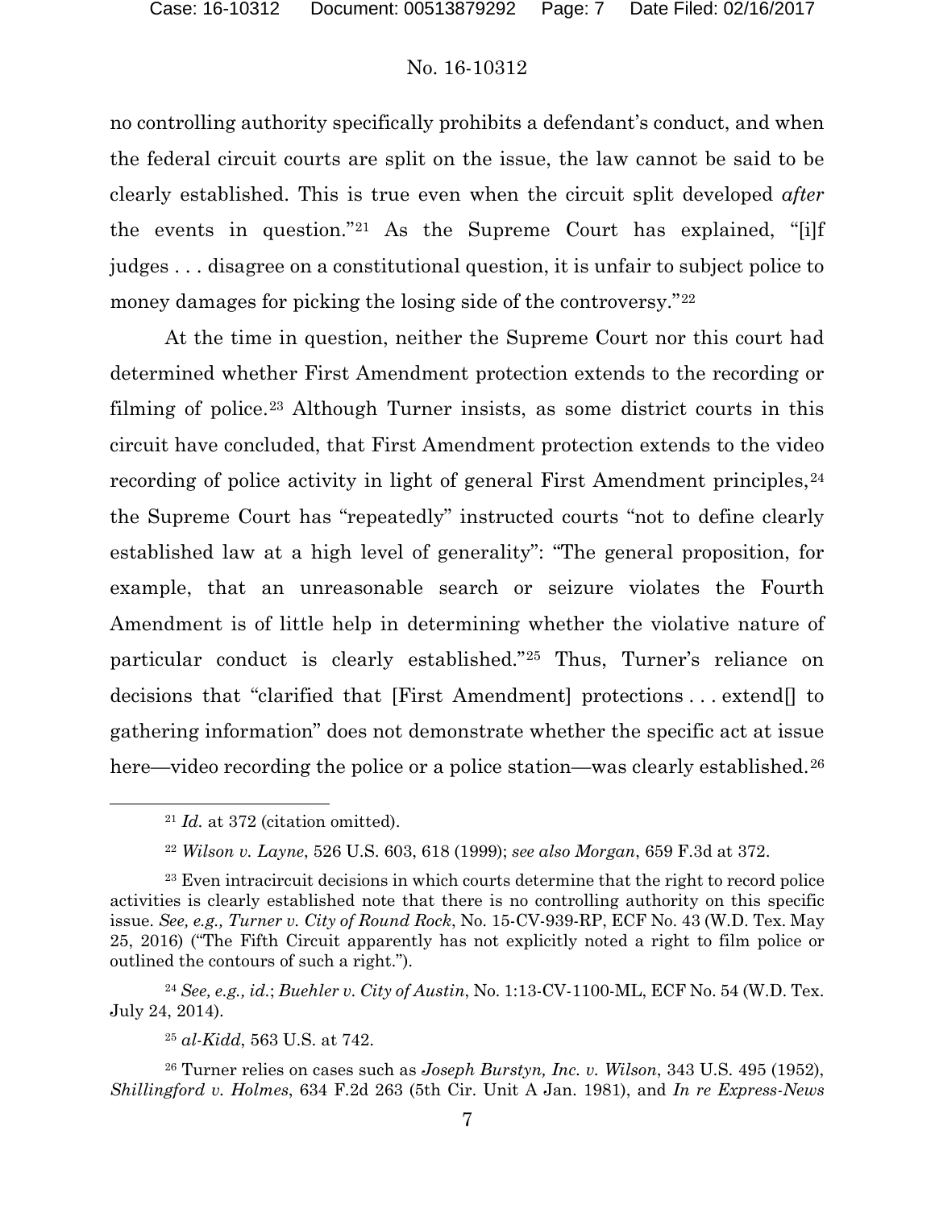no controlling authority specifically prohibits a defendant's conduct, and when the federal circuit courts are split on the issue, the law cannot be said to be clearly established. This is true even when the circuit split developed *after* the events in question."[21] As the Supreme Court has explained, "[i]f judges . . . disagree on a constitutional question, it is unfair to subject police to money damages for picking the losing side of the controversy."[22]

At the time in question, neither the Supreme Court nor this court had determined whether First Amendment protection extends to the recording or filming of police.[23] Although Turner insists, as some district courts in this circuit have concluded, that First Amendment protection extends to the video recording of police activity in light of general First Amendment principles,[24] the Supreme Court has "repeatedly" instructed courts "not to define clearly established law at a high level of generality": "The general proposition, for example, that an unreasonable search or seizure violates the Fourth Amendment is of little help in determining whether the violative nature of particular conduct is clearly established."[25] Thus, Turner's reliance on decisions that "clarified that [First Amendment] protections . . . extend[] to gathering information" does not demonstrate whether the specific act at issue here—video recording the police or a police station—was clearly established.[26]

---

[21] *Id.* at 372 (citation omitted).

[22] *Wilson v. Layne*, 526 U.S. 603, 618 (1999); *see also Morgan*, 659 F.3d at 372.

[23] Even intracircuit decisions in which courts determine that the right to record police activities is clearly established note that there is no controlling authority on this specific issue. *See, e.g., Turner v. City of Round Rock*, No. 15-CV-939-RP, ECF No. 43 (W.D. Tex. May 25, 2016) ("The Fifth Circuit apparently has not explicitly noted a right to film police or outlined the contours of such a right.").

[24] *See, e.g., id.*; *Buehler v. City of Austin*, No. 1:13-CV-1100-ML, ECF No. 54 (W.D. Tex. July 24, 2014).

[25] *al-Kidd*, 563 U.S. at 742.

[26] Turner relies on cases such as *Joseph Burstyn, Inc. v. Wilson*, 343 U.S. 495 (1952), *Shillingford v. Holmes*, 634 F.2d 263 (5th Cir. Unit A Jan. 1981), and *In re Express-News*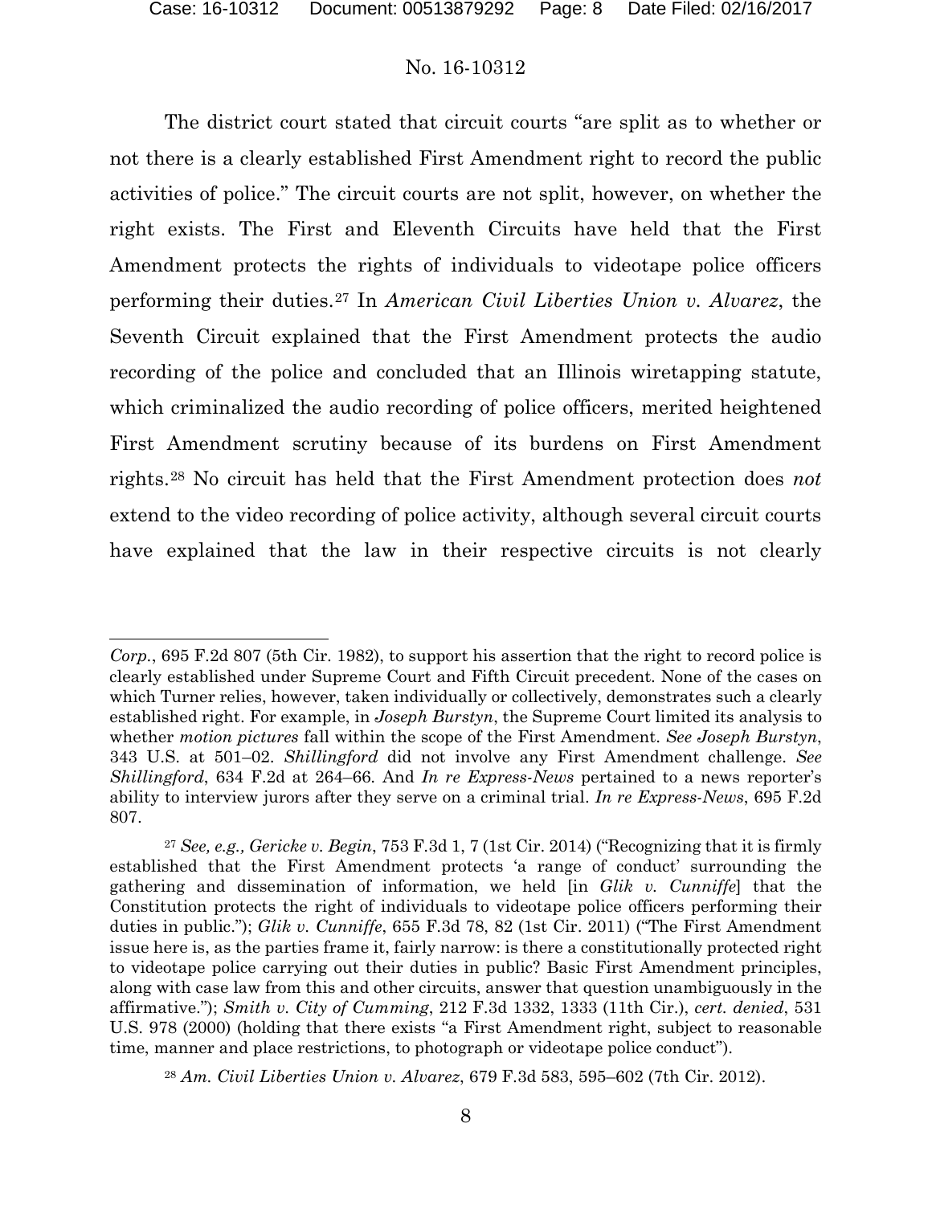The district court stated that circuit courts "are split as to whether or not there is a clearly established First Amendment right to record the public activities of police." The circuit courts are not split, however, on whether the right exists. The First and Eleventh Circuits have held that the First Amendment protects the rights of individuals to videotape police officers performing their duties.[27] In *American Civil Liberties Union v. Alvarez*, the Seventh Circuit explained that the First Amendment protects the audio recording of the police and concluded that an Illinois wiretapping statute, which criminalized the audio recording of police officers, merited heightened First Amendment scrutiny because of its burdens on First Amendment rights.[28] No circuit has held that the First Amendment protection does *not* extend to the video recording of police activity, although several circuit courts have explained that the law in their respective circuits is not clearly

---

*Corp.*, 695 F.2d 807 (5th Cir. 1982), to support his assertion that the right to record police is clearly established under Supreme Court and Fifth Circuit precedent. None of the cases on which Turner relies, however, taken individually or collectively, demonstrates such a clearly established right. For example, in *Joseph Burstyn*, the Supreme Court limited its analysis to whether *motion pictures* fall within the scope of the First Amendment. *See Joseph Burstyn*, 343 U.S. at 501–02. *Shillingford* did not involve any First Amendment challenge. *See Shillingford*, 634 F.2d at 264–66. And *In re Express-News* pertained to a news reporter's ability to interview jurors after they serve on a criminal trial. *In re Express-News*, 695 F.2d 807.

[27] *See, e.g., Gericke v. Begin*, 753 F.3d 1, 7 (1st Cir. 2014) ("Recognizing that it is firmly established that the First Amendment protects 'a range of conduct' surrounding the gathering and dissemination of information, we held [in *Glik v. Cunniffe*] that the Constitution protects the right of individuals to videotape police officers performing their duties in public."); *Glik v. Cunniffe*, 655 F.3d 78, 82 (1st Cir. 2011) ("The First Amendment issue here is, as the parties frame it, fairly narrow: is there a constitutionally protected right to videotape police carrying out their duties in public? Basic First Amendment principles, along with case law from this and other circuits, answer that question unambiguously in the affirmative."); *Smith v. City of Cumming*, 212 F.3d 1332, 1333 (11th Cir.), *cert. denied*, 531 U.S. 978 (2000) (holding that there exists "a First Amendment right, subject to reasonable time, manner and place restrictions, to photograph or videotape police conduct").

[28] *Am. Civil Liberties Union v. Alvarez*, 679 F.3d 583, 595–602 (7th Cir. 2012).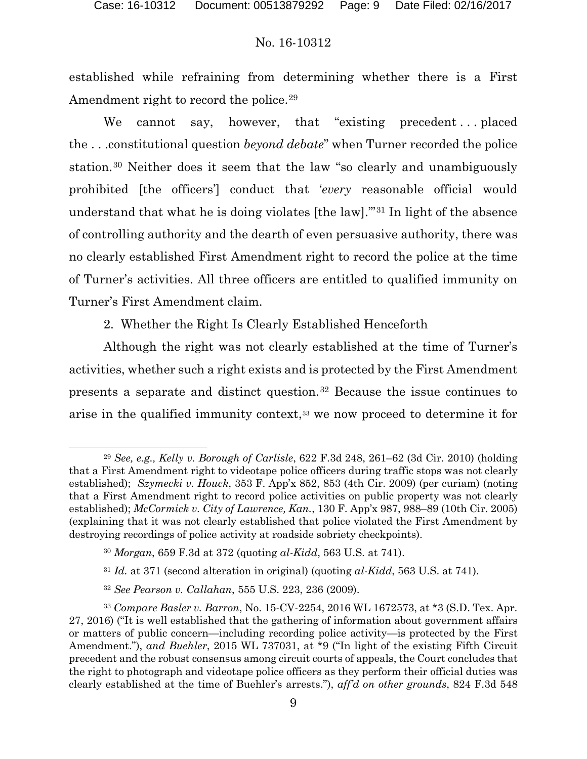established while refraining from determining whether there is a First Amendment right to record the police.[29]

We cannot say, however, that "existing precedent . . . placed the . . .constitutional question *beyond debate*" when Turner recorded the police station.[30] Neither does it seem that the law "so clearly and unambiguously prohibited [the officers'] conduct that '*every* reasonable official would understand that what he is doing violates [the law].'"[31] In light of the absence of controlling authority and the dearth of even persuasive authority, there was no clearly established First Amendment right to record the police at the time of Turner's activities. All three officers are entitled to qualified immunity on Turner's First Amendment claim.

2. Whether the Right Is Clearly Established Henceforth

Although the right was not clearly established at the time of Turner's activities, whether such a right exists and is protected by the First Amendment presents a separate and distinct question.[32] Because the issue continues to arise in the qualified immunity context,[33] we now proceed to determine it for

---

[29] *See, e.g., Kelly v. Borough of Carlisle*, 622 F.3d 248, 261–62 (3d Cir. 2010) (holding that a First Amendment right to videotape police officers during traffic stops was not clearly established); *Szymecki v. Houck*, 353 F. App'x 852, 853 (4th Cir. 2009) (per curiam) (noting that a First Amendment right to record police activities on public property was not clearly established); *McCormick v. City of Lawrence, Kan.*, 130 F. App'x 987, 988–89 (10th Cir. 2005) (explaining that it was not clearly established that police violated the First Amendment by destroying recordings of police activity at roadside sobriety checkpoints).

[30] *Morgan*, 659 F.3d at 372 (quoting *al-Kidd*, 563 U.S. at 741).

[31] *Id.* at 371 (second alteration in original) (quoting *al-Kidd*, 563 U.S. at 741).

[32] *See Pearson v. Callahan*, 555 U.S. 223, 236 (2009).

[33] *Compare Basler v. Barron*, No. 15-CV-2254, 2016 WL 1672573, at *3 (S.D. Tex. Apr. 27, 2016) ("It is well established that the gathering of information about government affairs or matters of public concern—including recording police activity—is protected by the First Amendment."), *and Buehler*, 2015 WL 737031, at *9 ("In light of the existing Fifth Circuit precedent and the robust consensus among circuit courts of appeals, the Court concludes that the right to photograph and videotape police officers as they perform their official duties was clearly established at the time of Buehler's arrests."), *aff'd on other grounds*, 824 F.3d 548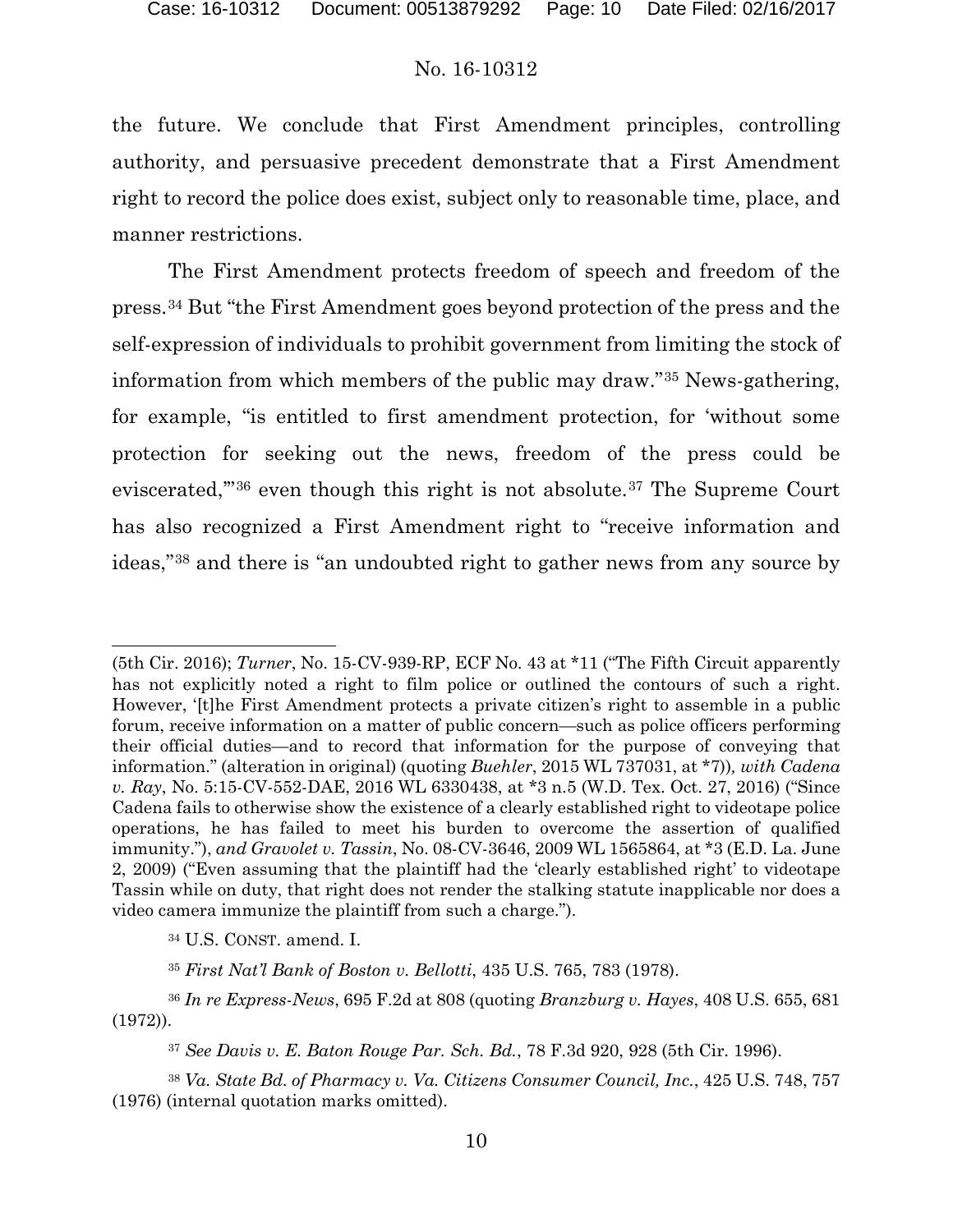the future. We conclude that First Amendment principles, controlling authority, and persuasive precedent demonstrate that a First Amendment right to record the police does exist, subject only to reasonable time, place, and manner restrictions.

The First Amendment protects freedom of speech and freedom of the press.[34] But "the First Amendment goes beyond protection of the press and the self-expression of individuals to prohibit government from limiting the stock of information from which members of the public may draw."[35] News-gathering, for example, "is entitled to first amendment protection, for 'without some protection for seeking out the news, freedom of the press could be eviscerated,'"[36] even though this right is not absolute.[37] The Supreme Court has also recognized a First Amendment right to "receive information and ideas,"[38] and there is "an undoubted right to gather news from any source by

---

(5th Cir. 2016); *Turner*, No. 15-CV-939-RP, ECF No. 43 at *11 ("The Fifth Circuit apparently has not explicitly noted a right to film police or outlined the contours of such a right. However, '[t]he First Amendment protects a private citizen's right to assemble in a public forum, receive information on a matter of public concern—such as police officers performing their official duties—and to record that information for the purpose of conveying that information." (alteration in original) (quoting *Buehler*, 2015 WL 737031, at *7)), *with Cadena v. Ray*, No. 5:15-CV-552-DAE, 2016 WL 6330438, at *3 n.5 (W.D. Tex. Oct. 27, 2016) ("Since Cadena fails to otherwise show the existence of a clearly established right to videotape police operations, he has failed to meet his burden to overcome the assertion of qualified immunity."), *and Gravolet v. Tassin*, No. 08-CV-3646, 2009 WL 1565864, at *3 (E.D. La. June 2, 2009) ("Even assuming that the plaintiff had the 'clearly established right' to videotape Tassin while on duty, that right does not render the stalking statute inapplicable nor does a video camera immunize the plaintiff from such a charge.").

[34] U.S. CONST. amend. I.

[35] *First Nat'l Bank of Boston v. Bellotti*, 435 U.S. 765, 783 (1978).

[36] *In re Express-News*, 695 F.2d at 808 (quoting *Branzburg v. Hayes*, 408 U.S. 655, 681 (1972)).

[37] *See Davis v. E. Baton Rouge Par. Sch. Bd.*, 78 F.3d 920, 928 (5th Cir. 1996).

[38] *Va. State Bd. of Pharmacy v. Va. Citizens Consumer Council, Inc.*, 425 U.S. 748, 757 (1976) (internal quotation marks omitted).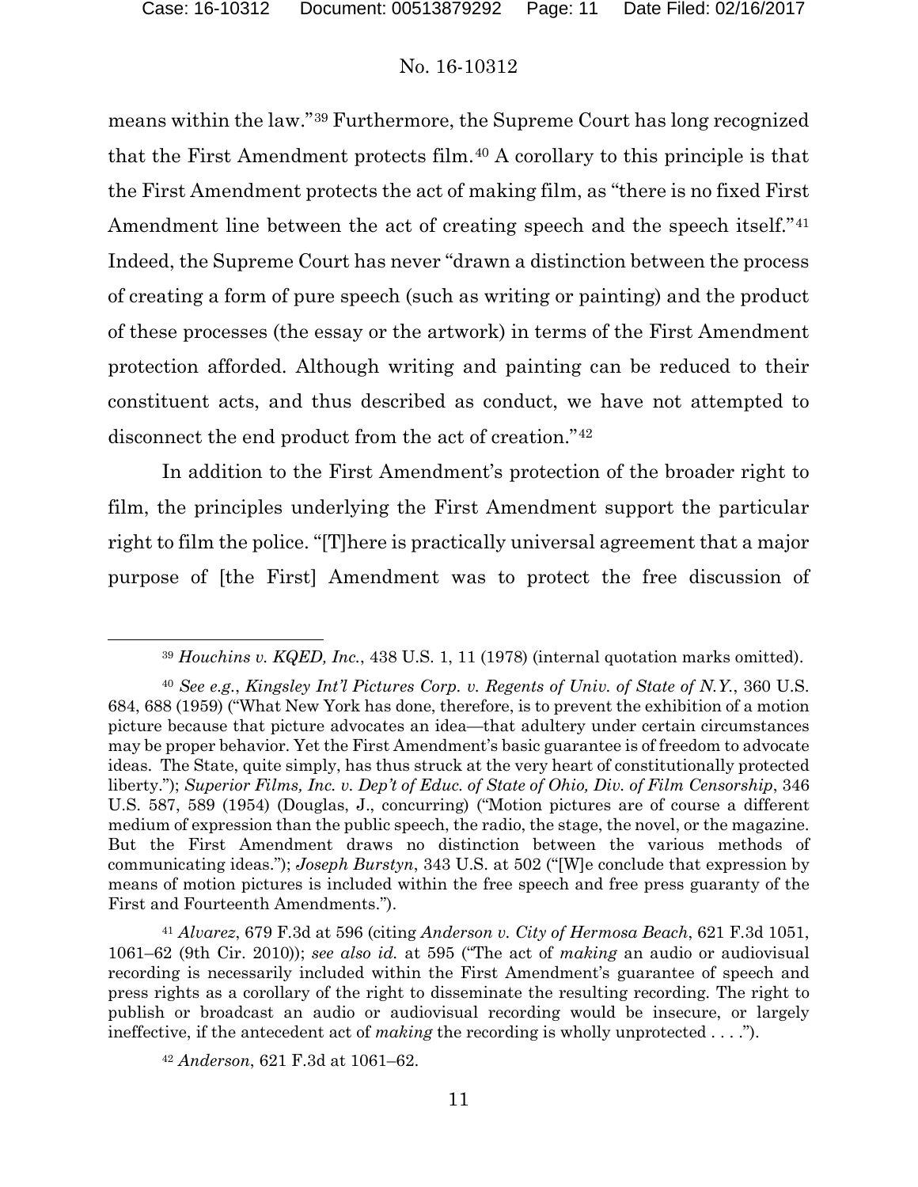means within the law."[39] Furthermore, the Supreme Court has long recognized that the First Amendment protects film.[40] A corollary to this principle is that the First Amendment protects the act of making film, as "there is no fixed First Amendment line between the act of creating speech and the speech itself."[41] Indeed, the Supreme Court has never "drawn a distinction between the process of creating a form of pure speech (such as writing or painting) and the product of these processes (the essay or the artwork) in terms of the First Amendment protection afforded. Although writing and painting can be reduced to their constituent acts, and thus described as conduct, we have not attempted to disconnect the end product from the act of creation."[42]

In addition to the First Amendment's protection of the broader right to film, the principles underlying the First Amendment support the particular right to film the police. "[T]here is practically universal agreement that a major purpose of [the First] Amendment was to protect the free discussion of

---

[39] *Houchins v. KQED, Inc.*, 438 U.S. 1, 11 (1978) (internal quotation marks omitted).

[40] *See e.g.*, *Kingsley Int'l Pictures Corp. v. Regents of Univ. of State of N.Y.*, 360 U.S. 684, 688 (1959) ("What New York has done, therefore, is to prevent the exhibition of a motion picture because that picture advocates an idea—that adultery under certain circumstances may be proper behavior. Yet the First Amendment's basic guarantee is of freedom to advocate ideas. The State, quite simply, has thus struck at the very heart of constitutionally protected liberty."); *Superior Films, Inc. v. Dep't of Educ. of State of Ohio, Div. of Film Censorship*, 346 U.S. 587, 589 (1954) (Douglas, J., concurring) ("Motion pictures are of course a different medium of expression than the public speech, the radio, the stage, the novel, or the magazine. But the First Amendment draws no distinction between the various methods of communicating ideas."); *Joseph Burstyn*, 343 U.S. at 502 ("[W]e conclude that expression by means of motion pictures is included within the free speech and free press guaranty of the First and Fourteenth Amendments.").

[41] *Alvarez*, 679 F.3d at 596 (citing *Anderson v. City of Hermosa Beach*, 621 F.3d 1051, 1061–62 (9th Cir. 2010)); *see also id.* at 595 ("The act of *making* an audio or audiovisual recording is necessarily included within the First Amendment's guarantee of speech and press rights as a corollary of the right to disseminate the resulting recording. The right to publish or broadcast an audio or audiovisual recording would be insecure, or largely ineffective, if the antecedent act of *making* the recording is wholly unprotected . . . .").

[42] *Anderson*, 621 F.3d at 1061–62.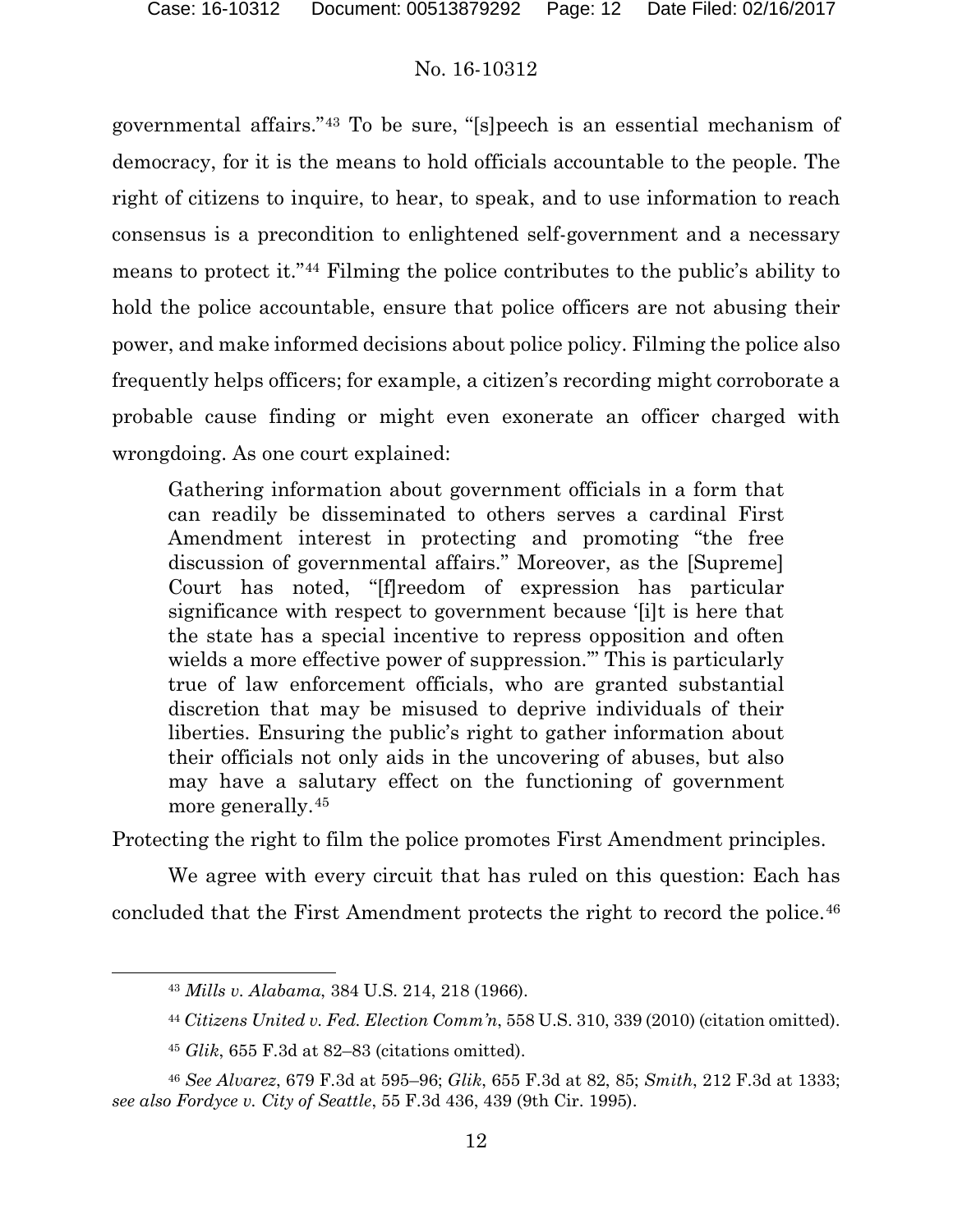governmental affairs."[43] To be sure, "[s]peech is an essential mechanism of democracy, for it is the means to hold officials accountable to the people. The right of citizens to inquire, to hear, to speak, and to use information to reach consensus is a precondition to enlightened self-government and a necessary means to protect it."[44] Filming the police contributes to the public's ability to hold the police accountable, ensure that police officers are not abusing their power, and make informed decisions about police policy. Filming the police also frequently helps officers; for example, a citizen's recording might corroborate a probable cause finding or might even exonerate an officer charged with wrongdoing. As one court explained:

> Gathering information about government officials in a form that can readily be disseminated to others serves a cardinal First Amendment interest in protecting and promoting "the free discussion of governmental affairs." Moreover, as the [Supreme] Court has noted, "[f]reedom of expression has particular significance with respect to government because '[i]t is here that the state has a special incentive to repress opposition and often wields a more effective power of suppression.'" This is particularly true of law enforcement officials, who are granted substantial discretion that may be misused to deprive individuals of their liberties. Ensuring the public's right to gather information about their officials not only aids in the uncovering of abuses, but also may have a salutary effect on the functioning of government more generally.[45]

Protecting the right to film the police promotes First Amendment principles.

We agree with every circuit that has ruled on this question: Each has concluded that the First Amendment protects the right to record the police.[46]

---

[43] *Mills v. Alabama*, 384 U.S. 214, 218 (1966).

[44] *Citizens United v. Fed. Election Comm'n*, 558 U.S. 310, 339 (2010) (citation omitted).

[45] *Glik*, 655 F.3d at 82–83 (citations omitted).

[46] *See Alvarez*, 679 F.3d at 595–96; *Glik*, 655 F.3d at 82, 85; *Smith*, 212 F.3d at 1333; *see also Fordyce v. City of Seattle*, 55 F.3d 436, 439 (9th Cir. 1995).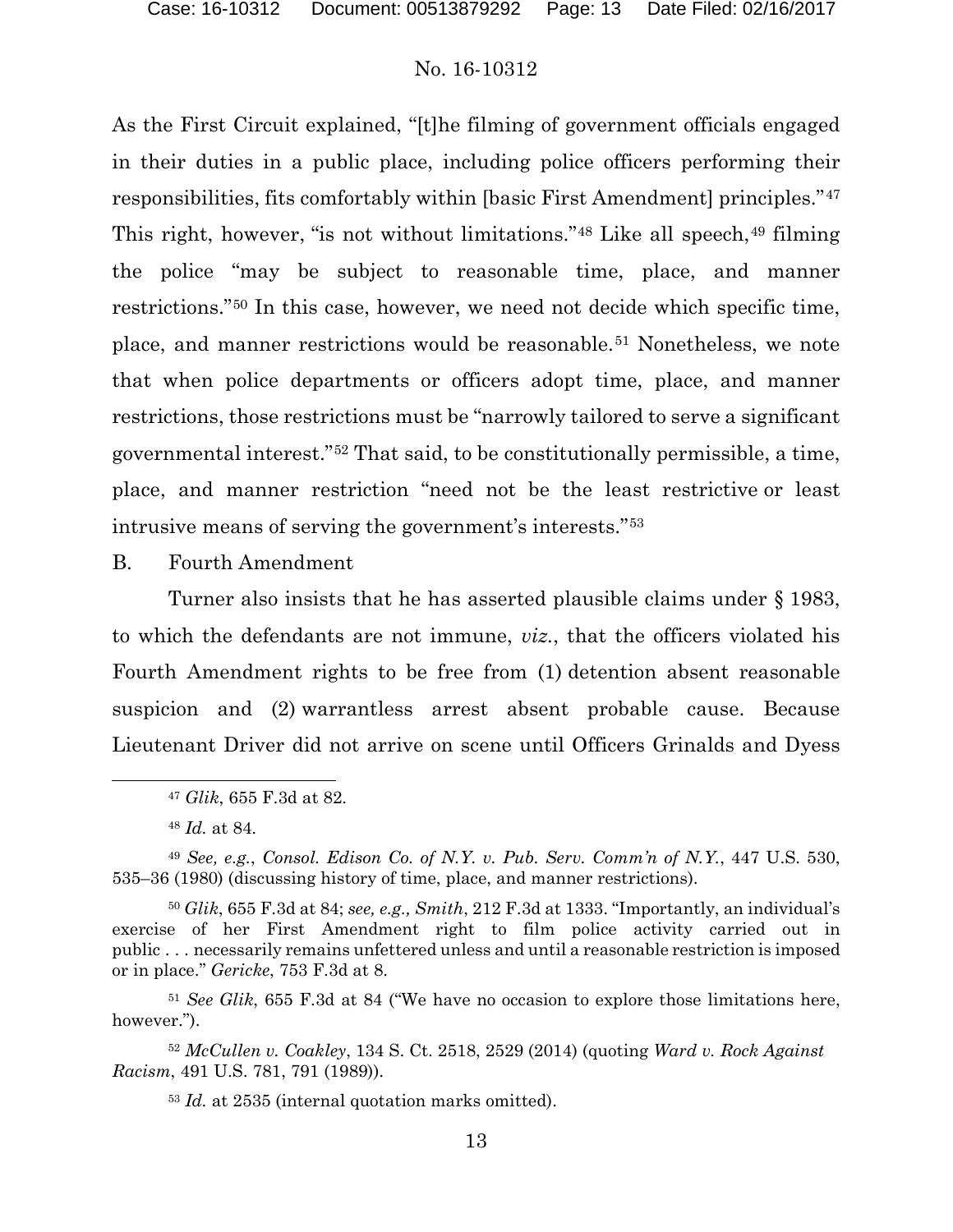As the First Circuit explained, "[t]he filming of government officials engaged in their duties in a public place, including police officers performing their responsibilities, fits comfortably within [basic First Amendment] principles."[47] This right, however, "is not without limitations."[48] Like all speech,[49] filming the police "may be subject to reasonable time, place, and manner restrictions."[50] In this case, however, we need not decide which specific time, place, and manner restrictions would be reasonable.[51] Nonetheless, we note that when police departments or officers adopt time, place, and manner restrictions, those restrictions must be "narrowly tailored to serve a significant governmental interest."[52] That said, to be constitutionally permissible, a time, place, and manner restriction "need not be the least restrictive or least intrusive means of serving the government's interests."[53]

B. Fourth Amendment

Turner also insists that he has asserted plausible claims under § 1983, to which the defendants are not immune, *viz.*, that the officers violated his Fourth Amendment rights to be free from (1) detention absent reasonable suspicion and (2) warrantless arrest absent probable cause. Because Lieutenant Driver did not arrive on scene until Officers Grinalds and Dyess

---

[47] *Glik*, 655 F.3d at 82.

[48] *Id.* at 84.

[49] *See, e.g.*, *Consol. Edison Co. of N.Y. v. Pub. Serv. Comm'n of N.Y.*, 447 U.S. 530, 535–36 (1980) (discussing history of time, place, and manner restrictions).

[50] *Glik*, 655 F.3d at 84; *see, e.g., Smith*, 212 F.3d at 1333. "Importantly, an individual's exercise of her First Amendment right to film police activity carried out in public . . . necessarily remains unfettered unless and until a reasonable restriction is imposed or in place." *Gericke*, 753 F.3d at 8.

[51] *See Glik*, 655 F.3d at 84 ("We have no occasion to explore those limitations here, however.").

[52] *McCullen v. Coakley*, 134 S. Ct. 2518, 2529 (2014) (quoting *Ward v. Rock Against Racism*, 491 U.S. 781, 791 (1989)).

[53] *Id.* at 2535 (internal quotation marks omitted).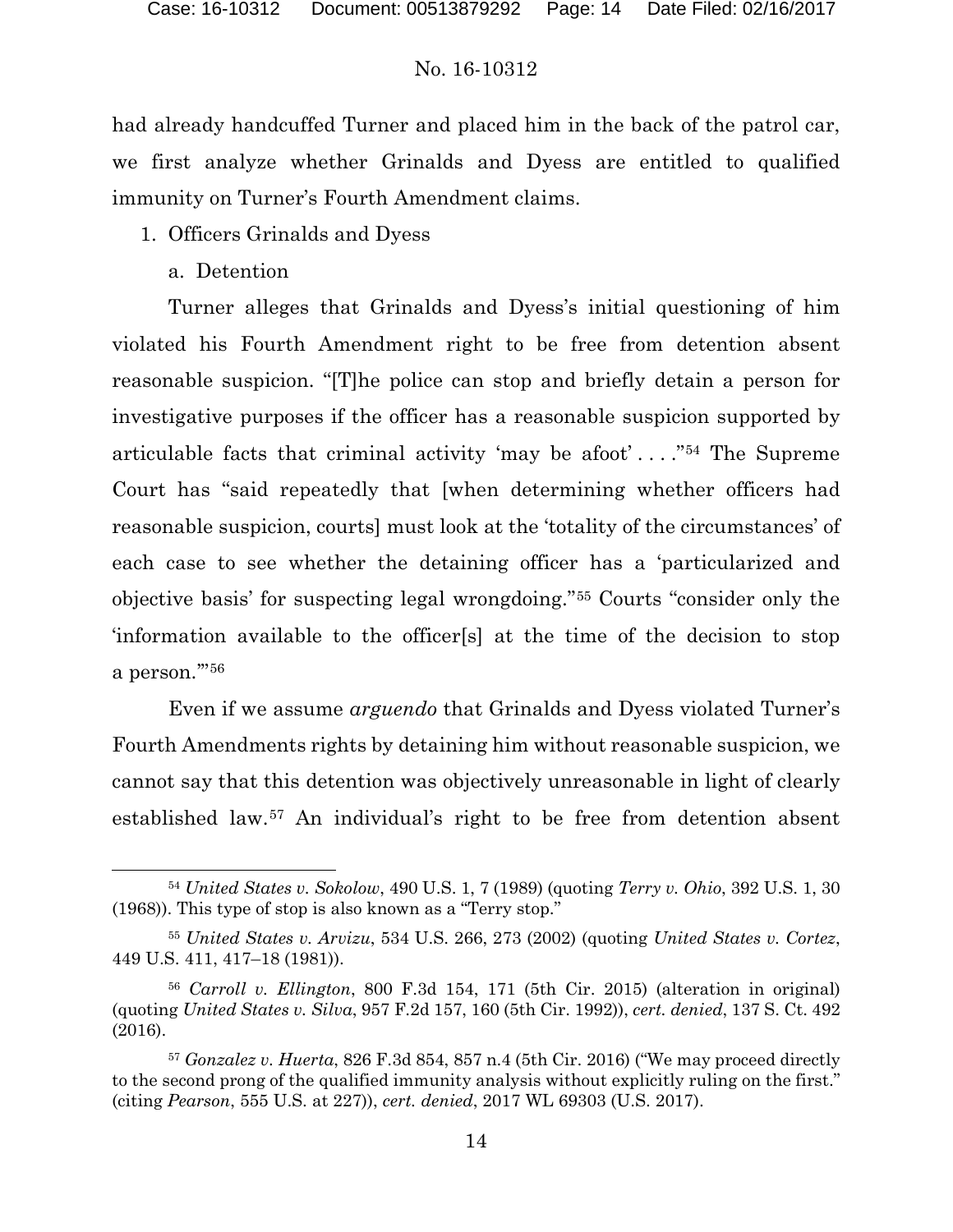had already handcuffed Turner and placed him in the back of the patrol car, we first analyze whether Grinalds and Dyess are entitled to qualified immunity on Turner's Fourth Amendment claims.

1. Officers Grinalds and Dyess

   a. Detention

Turner alleges that Grinalds and Dyess's initial questioning of him violated his Fourth Amendment right to be free from detention absent reasonable suspicion. "[T]he police can stop and briefly detain a person for investigative purposes if the officer has a reasonable suspicion supported by articulable facts that criminal activity 'may be afoot' . . . ."[54] The Supreme Court has "said repeatedly that [when determining whether officers had reasonable suspicion, courts] must look at the 'totality of the circumstances' of each case to see whether the detaining officer has a 'particularized and objective basis' for suspecting legal wrongdoing."[55] Courts "consider only the 'information available to the officer[s] at the time of the decision to stop a person.'"[56]

Even if we assume *arguendo* that Grinalds and Dyess violated Turner's Fourth Amendments rights by detaining him without reasonable suspicion, we cannot say that this detention was objectively unreasonable in light of clearly established law.[57] An individual's right to be free from detention absent

---

[54] *United States v. Sokolow*, 490 U.S. 1, 7 (1989) (quoting *Terry v. Ohio*, 392 U.S. 1, 30 (1968)). This type of stop is also known as a "Terry stop."

[55] *United States v. Arvizu*, 534 U.S. 266, 273 (2002) (quoting *United States v. Cortez*, 449 U.S. 411, 417–18 (1981)).

[56] *Carroll v. Ellington*, 800 F.3d 154, 171 (5th Cir. 2015) (alteration in original) (quoting *United States v. Silva*, 957 F.2d 157, 160 (5th Cir. 1992)), *cert. denied*, 137 S. Ct. 492 (2016).

[57] *Gonzalez v. Huerta*, 826 F.3d 854, 857 n.4 (5th Cir. 2016) ("We may proceed directly to the second prong of the qualified immunity analysis without explicitly ruling on the first." (citing *Pearson*, 555 U.S. at 227)), *cert. denied*, 2017 WL 69303 (U.S. 2017).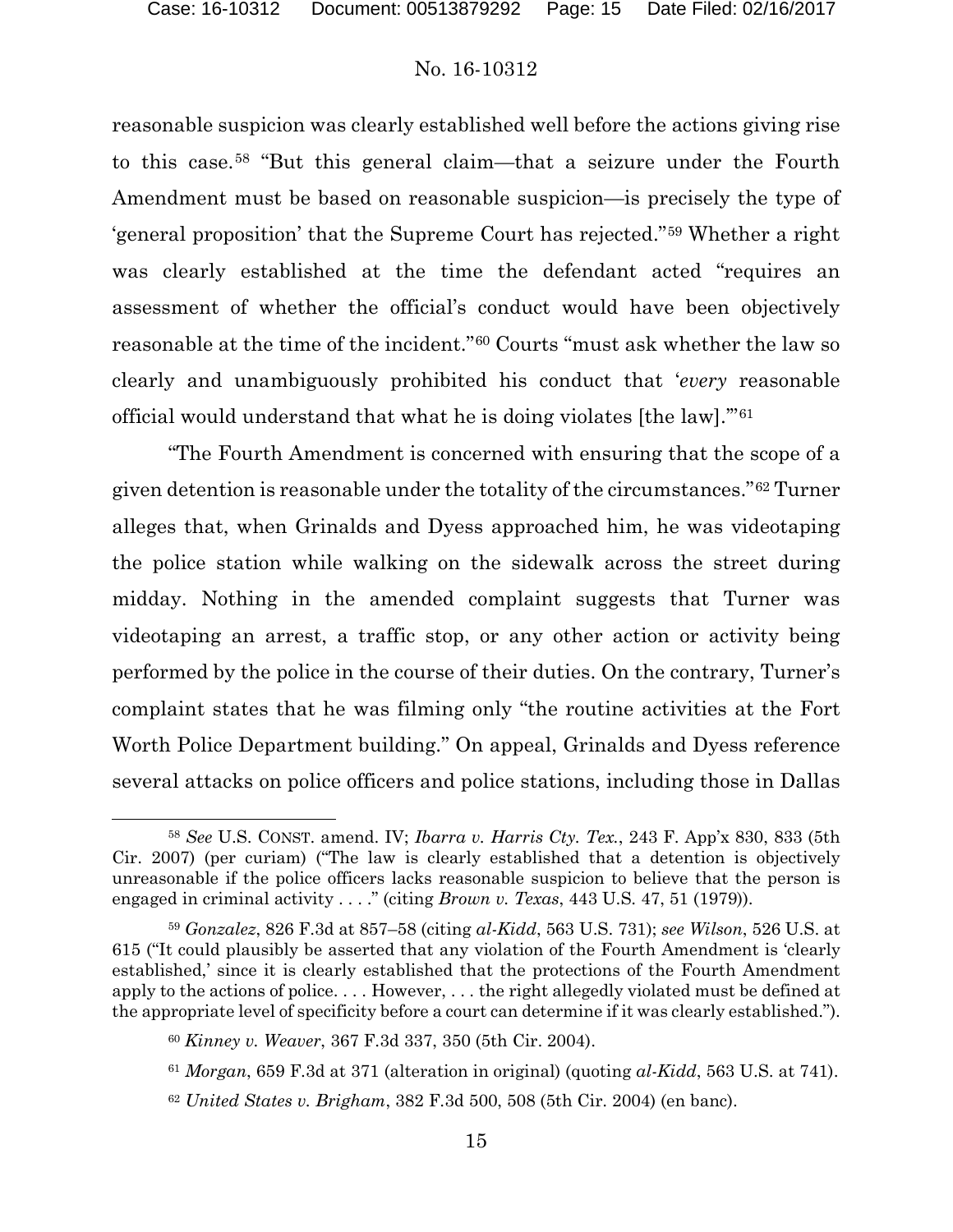reasonable suspicion was clearly established well before the actions giving rise to this case.[58] "But this general claim—that a seizure under the Fourth Amendment must be based on reasonable suspicion—is precisely the type of 'general proposition' that the Supreme Court has rejected."[59] Whether a right was clearly established at the time the defendant acted "requires an assessment of whether the official's conduct would have been objectively reasonable at the time of the incident."[60] Courts "must ask whether the law so clearly and unambiguously prohibited his conduct that '*every* reasonable official would understand that what he is doing violates [the law].'"[61]

"The Fourth Amendment is concerned with ensuring that the scope of a given detention is reasonable under the totality of the circumstances."[62] Turner alleges that, when Grinalds and Dyess approached him, he was videotaping the police station while walking on the sidewalk across the street during midday. Nothing in the amended complaint suggests that Turner was videotaping an arrest, a traffic stop, or any other action or activity being performed by the police in the course of their duties. On the contrary, Turner's complaint states that he was filming only "the routine activities at the Fort Worth Police Department building." On appeal, Grinalds and Dyess reference several attacks on police officers and police stations, including those in Dallas

---

[58] *See* U.S. CONST. amend. IV; *Ibarra v. Harris Cty. Tex.*, 243 F. App'x 830, 833 (5th Cir. 2007) (per curiam) ("The law is clearly established that a detention is objectively unreasonable if the police officers lacks reasonable suspicion to believe that the person is engaged in criminal activity . . . ." (citing *Brown v. Texas*, 443 U.S. 47, 51 (1979)).

[59] *Gonzalez*, 826 F.3d at 857–58 (citing *al-Kidd*, 563 U.S. 731); *see Wilson*, 526 U.S. at 615 ("It could plausibly be asserted that any violation of the Fourth Amendment is 'clearly established,' since it is clearly established that the protections of the Fourth Amendment apply to the actions of police. . . . However, . . . the right allegedly violated must be defined at the appropriate level of specificity before a court can determine if it was clearly established.").

[60] *Kinney v. Weaver*, 367 F.3d 337, 350 (5th Cir. 2004).

[61] *Morgan*, 659 F.3d at 371 (alteration in original) (quoting *al-Kidd*, 563 U.S. at 741).

[62] *United States v. Brigham*, 382 F.3d 500, 508 (5th Cir. 2004) (en banc).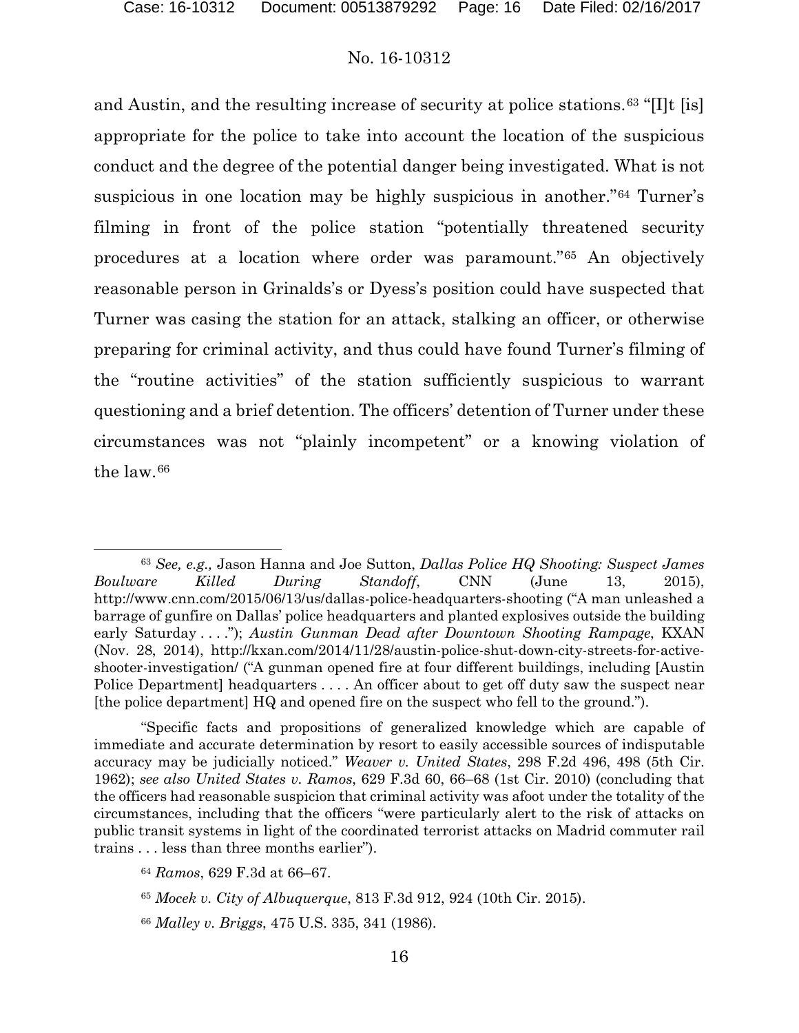and Austin, and the resulting increase of security at police stations.[63] "[I]t [is] appropriate for the police to take into account the location of the suspicious conduct and the degree of the potential danger being investigated. What is not suspicious in one location may be highly suspicious in another."[64] Turner's filming in front of the police station "potentially threatened security procedures at a location where order was paramount."[65] An objectively reasonable person in Grinalds's or Dyess's position could have suspected that Turner was casing the station for an attack, stalking an officer, or otherwise preparing for criminal activity, and thus could have found Turner's filming of the "routine activities" of the station sufficiently suspicious to warrant questioning and a brief detention. The officers' detention of Turner under these circumstances was not "plainly incompetent" or a knowing violation of the law.[66]

---

[63] *See, e.g.,* Jason Hanna and Joe Sutton, *Dallas Police HQ Shooting: Suspect James Boulware Killed During Standoff*, CNN (June 13, 2015), http://www.cnn.com/2015/06/13/us/dallas-police-headquarters-shooting ("A man unleashed a barrage of gunfire on Dallas' police headquarters and planted explosives outside the building early Saturday . . . ."); *Austin Gunman Dead after Downtown Shooting Rampage*, KXAN (Nov. 28, 2014), http://kxan.com/2014/11/28/austin-police-shut-down-city-streets-for-active-shooter-investigation/ ("A gunman opened fire at four different buildings, including [Austin Police Department] headquarters . . . . An officer about to get off duty saw the suspect near [the police department] HQ and opened fire on the suspect who fell to the ground.").

"Specific facts and propositions of generalized knowledge which are capable of immediate and accurate determination by resort to easily accessible sources of indisputable accuracy may be judicially noticed." *Weaver v. United States*, 298 F.2d 496, 498 (5th Cir. 1962); *see also United States v. Ramos*, 629 F.3d 60, 66–68 (1st Cir. 2010) (concluding that the officers had reasonable suspicion that criminal activity was afoot under the totality of the circumstances, including that the officers "were particularly alert to the risk of attacks on public transit systems in light of the coordinated terrorist attacks on Madrid commuter rail trains . . . less than three months earlier").

[64] *Ramos*, 629 F.3d at 66–67.

[65] *Mocek v. City of Albuquerque*, 813 F.3d 912, 924 (10th Cir. 2015).

[66] *Malley v. Briggs*, 475 U.S. 335, 341 (1986).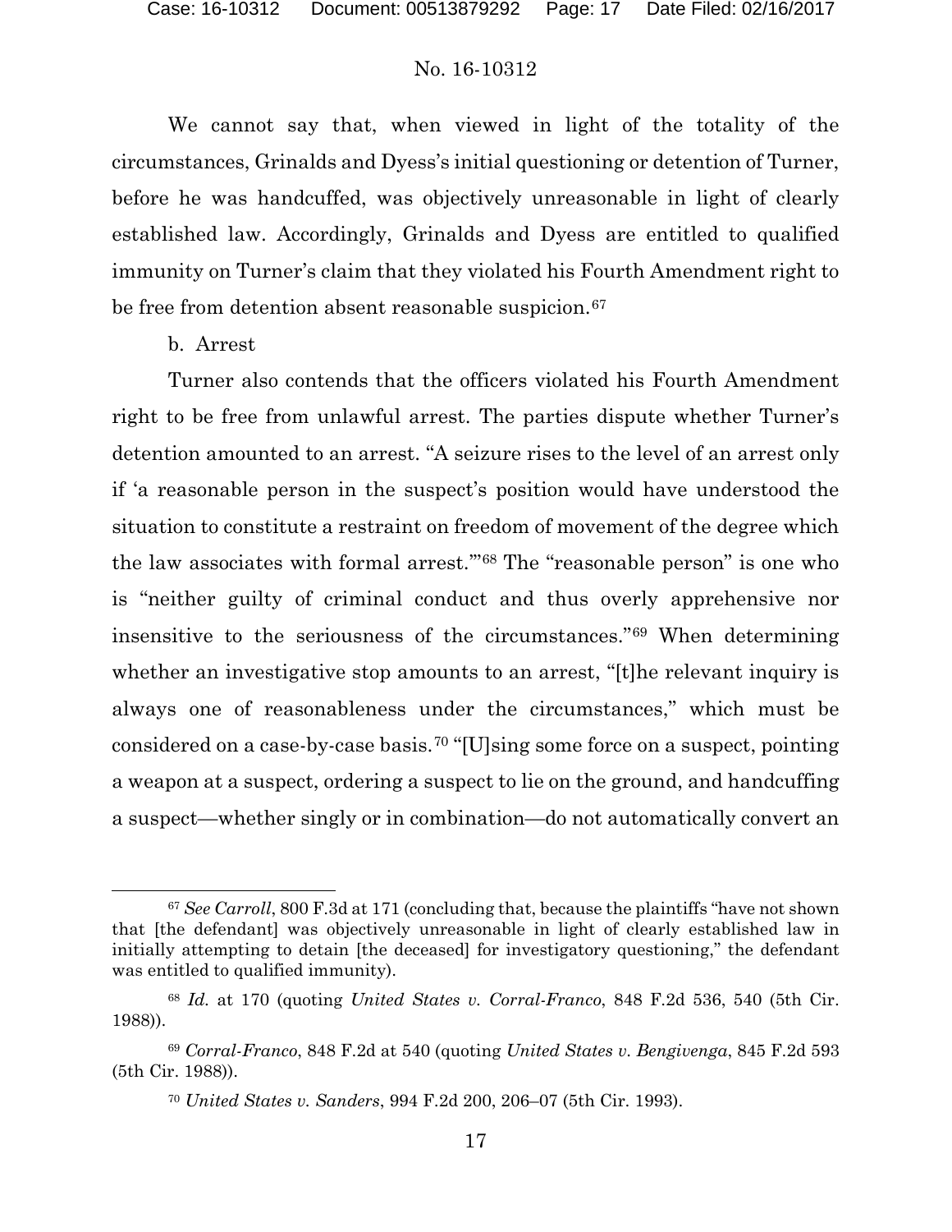We cannot say that, when viewed in light of the totality of the circumstances, Grinalds and Dyess's initial questioning or detention of Turner, before he was handcuffed, was objectively unreasonable in light of clearly established law. Accordingly, Grinalds and Dyess are entitled to qualified immunity on Turner's claim that they violated his Fourth Amendment right to be free from detention absent reasonable suspicion.[67]

b. Arrest

Turner also contends that the officers violated his Fourth Amendment right to be free from unlawful arrest. The parties dispute whether Turner's detention amounted to an arrest. "A seizure rises to the level of an arrest only if 'a reasonable person in the suspect's position would have understood the situation to constitute a restraint on freedom of movement of the degree which the law associates with formal arrest.'"[68] The "reasonable person" is one who is "neither guilty of criminal conduct and thus overly apprehensive nor insensitive to the seriousness of the circumstances."[69] When determining whether an investigative stop amounts to an arrest, "[t]he relevant inquiry is always one of reasonableness under the circumstances," which must be considered on a case-by-case basis.[70] "[U]sing some force on a suspect, pointing a weapon at a suspect, ordering a suspect to lie on the ground, and handcuffing a suspect—whether singly or in combination—do not automatically convert an

---

[67] *See Carroll*, 800 F.3d at 171 (concluding that, because the plaintiffs "have not shown that [the defendant] was objectively unreasonable in light of clearly established law in initially attempting to detain [the deceased] for investigatory questioning," the defendant was entitled to qualified immunity).

[68] *Id.* at 170 (quoting *United States v. Corral-Franco*, 848 F.2d 536, 540 (5th Cir. 1988)).

[69] *Corral-Franco*, 848 F.2d at 540 (quoting *United States v. Bengivenga*, 845 F.2d 593 (5th Cir. 1988)).

[70] *United States v. Sanders*, 994 F.2d 200, 206–07 (5th Cir. 1993).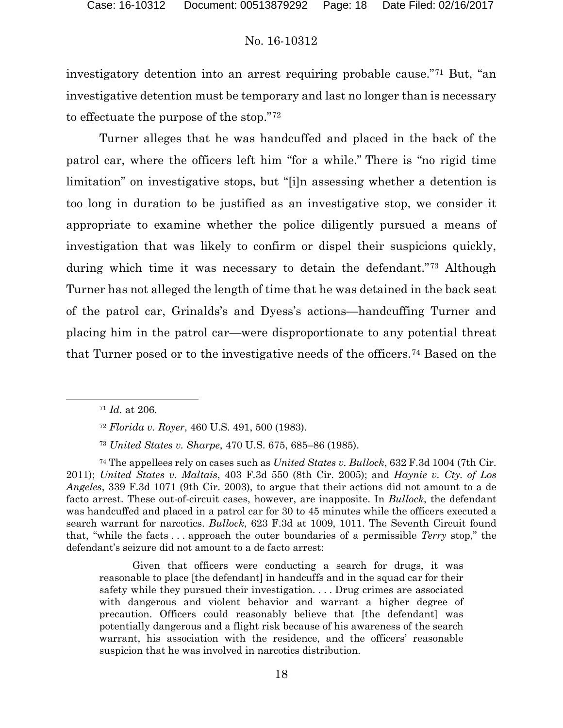investigatory detention into an arrest requiring probable cause."[71] But, "an investigative detention must be temporary and last no longer than is necessary to effectuate the purpose of the stop."[72]

Turner alleges that he was handcuffed and placed in the back of the patrol car, where the officers left him "for a while." There is "no rigid time limitation" on investigative stops, but "[i]n assessing whether a detention is too long in duration to be justified as an investigative stop, we consider it appropriate to examine whether the police diligently pursued a means of investigation that was likely to confirm or dispel their suspicions quickly, during which time it was necessary to detain the defendant."[73] Although Turner has not alleged the length of time that he was detained in the back seat of the patrol car, Grinalds's and Dyess's actions—handcuffing Turner and placing him in the patrol car—were disproportionate to any potential threat that Turner posed or to the investigative needs of the officers.[74] Based on the

---

[71] *Id.* at 206.

[72] *Florida v. Royer*, 460 U.S. 491, 500 (1983).

[73] *United States v. Sharpe*, 470 U.S. 675, 685–86 (1985).

[74] The appellees rely on cases such as *United States v. Bullock*, 632 F.3d 1004 (7th Cir. 2011); *United States v. Maltais*, 403 F.3d 550 (8th Cir. 2005); and *Haynie v. Cty. of Los Angeles*, 339 F.3d 1071 (9th Cir. 2003), to argue that their actions did not amount to a de facto arrest. These out-of-circuit cases, however, are inapposite. In *Bullock*, the defendant was handcuffed and placed in a patrol car for 30 to 45 minutes while the officers executed a search warrant for narcotics. *Bullock*, 623 F.3d at 1009, 1011. The Seventh Circuit found that, "while the facts . . . approach the outer boundaries of a permissible *Terry* stop," the defendant's seizure did not amount to a de facto arrest:

> Given that officers were conducting a search for drugs, it was reasonable to place [the defendant] in handcuffs and in the squad car for their safety while they pursued their investigation. . . . Drug crimes are associated with dangerous and violent behavior and warrant a higher degree of precaution. Officers could reasonably believe that [the defendant] was potentially dangerous and a flight risk because of his awareness of the search warrant, his association with the residence, and the officers' reasonable suspicion that he was involved in narcotics distribution.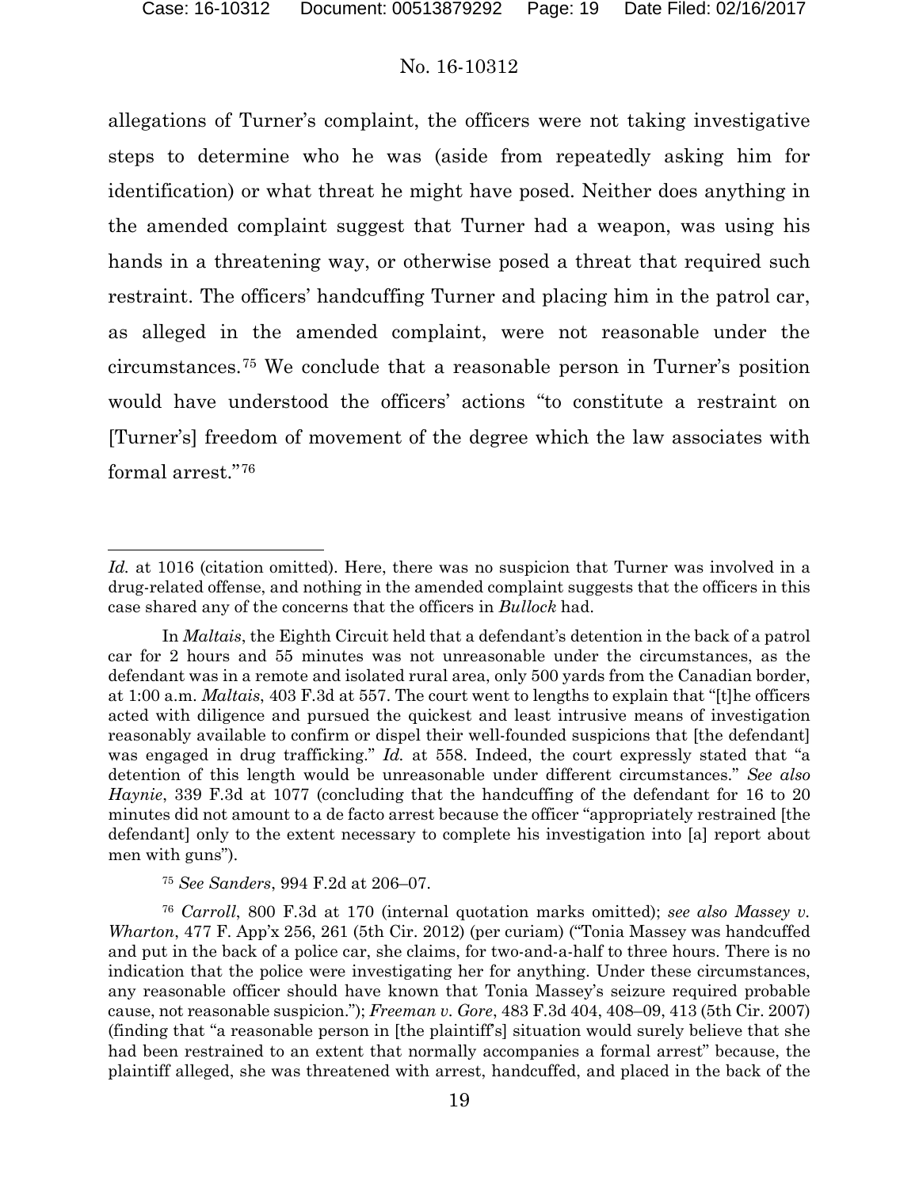allegations of Turner's complaint, the officers were not taking investigative steps to determine who he was (aside from repeatedly asking him for identification) or what threat he might have posed. Neither does anything in the amended complaint suggest that Turner had a weapon, was using his hands in a threatening way, or otherwise posed a threat that required such restraint. The officers' handcuffing Turner and placing him in the patrol car, as alleged in the amended complaint, were not reasonable under the circumstances.[75] We conclude that a reasonable person in Turner's position would have understood the officers' actions "to constitute a restraint on [Turner's] freedom of movement of the degree which the law associates with formal arrest."[76]

---

*Id.* at 1016 (citation omitted). Here, there was no suspicion that Turner was involved in a drug-related offense, and nothing in the amended complaint suggests that the officers in this case shared any of the concerns that the officers in *Bullock* had.

In *Maltais*, the Eighth Circuit held that a defendant's detention in the back of a patrol car for 2 hours and 55 minutes was not unreasonable under the circumstances, as the defendant was in a remote and isolated rural area, only 500 yards from the Canadian border, at 1:00 a.m. *Maltais*, 403 F.3d at 557. The court went to lengths to explain that "[t]he officers acted with diligence and pursued the quickest and least intrusive means of investigation reasonably available to confirm or dispel their well-founded suspicions that [the defendant] was engaged in drug trafficking." *Id.* at 558. Indeed, the court expressly stated that "a detention of this length would be unreasonable under different circumstances." *See also Haynie*, 339 F.3d at 1077 (concluding that the handcuffing of the defendant for 16 to 20 minutes did not amount to a de facto arrest because the officer "appropriately restrained [the defendant] only to the extent necessary to complete his investigation into [a] report about men with guns").

[75] *See Sanders*, 994 F.2d at 206–07.

[76] *Carroll*, 800 F.3d at 170 (internal quotation marks omitted); *see also Massey v. Wharton*, 477 F. App'x 256, 261 (5th Cir. 2012) (per curiam) ("Tonia Massey was handcuffed and put in the back of a police car, she claims, for two-and-a-half to three hours. There is no indication that the police were investigating her for anything. Under these circumstances, any reasonable officer should have known that Tonia Massey's seizure required probable cause, not reasonable suspicion."); *Freeman v. Gore*, 483 F.3d 404, 408–09, 413 (5th Cir. 2007) (finding that "a reasonable person in [the plaintiff's] situation would surely believe that she had been restrained to an extent that normally accompanies a formal arrest" because, the plaintiff alleged, she was threatened with arrest, handcuffed, and placed in the back of the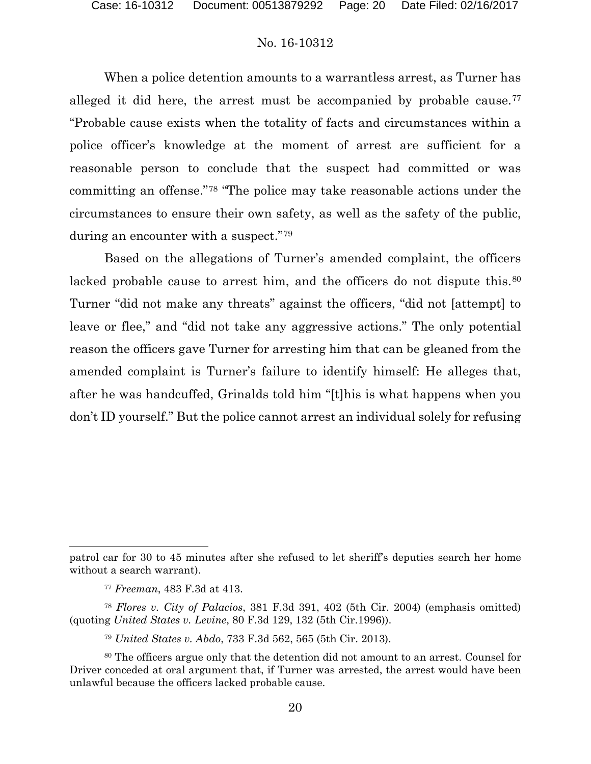When a police detention amounts to a warrantless arrest, as Turner has alleged it did here, the arrest must be accompanied by probable cause.[77] "Probable cause exists when the totality of facts and circumstances within a police officer's knowledge at the moment of arrest are sufficient for a reasonable person to conclude that the suspect had committed or was committing an offense."[78] "The police may take reasonable actions under the circumstances to ensure their own safety, as well as the safety of the public, during an encounter with a suspect."[79]

Based on the allegations of Turner's amended complaint, the officers lacked probable cause to arrest him, and the officers do not dispute this.[80] Turner "did not make any threats" against the officers, "did not [attempt] to leave or flee," and "did not take any aggressive actions." The only potential reason the officers gave Turner for arresting him that can be gleaned from the amended complaint is Turner's failure to identify himself: He alleges that, after he was handcuffed, Grinalds told him "[t]his is what happens when you don't ID yourself." But the police cannot arrest an individual solely for refusing

---

patrol car for 30 to 45 minutes after she refused to let sheriff's deputies search her home without a search warrant).

[77] *Freeman*, 483 F.3d at 413.

[78] *Flores v. City of Palacios*, 381 F.3d 391, 402 (5th Cir. 2004) (emphasis omitted) (quoting *United States v. Levine*, 80 F.3d 129, 132 (5th Cir.1996)).

[79] *United States v. Abdo*, 733 F.3d 562, 565 (5th Cir. 2013).

[80] The officers argue only that the detention did not amount to an arrest. Counsel for Driver conceded at oral argument that, if Turner was arrested, the arrest would have been unlawful because the officers lacked probable cause.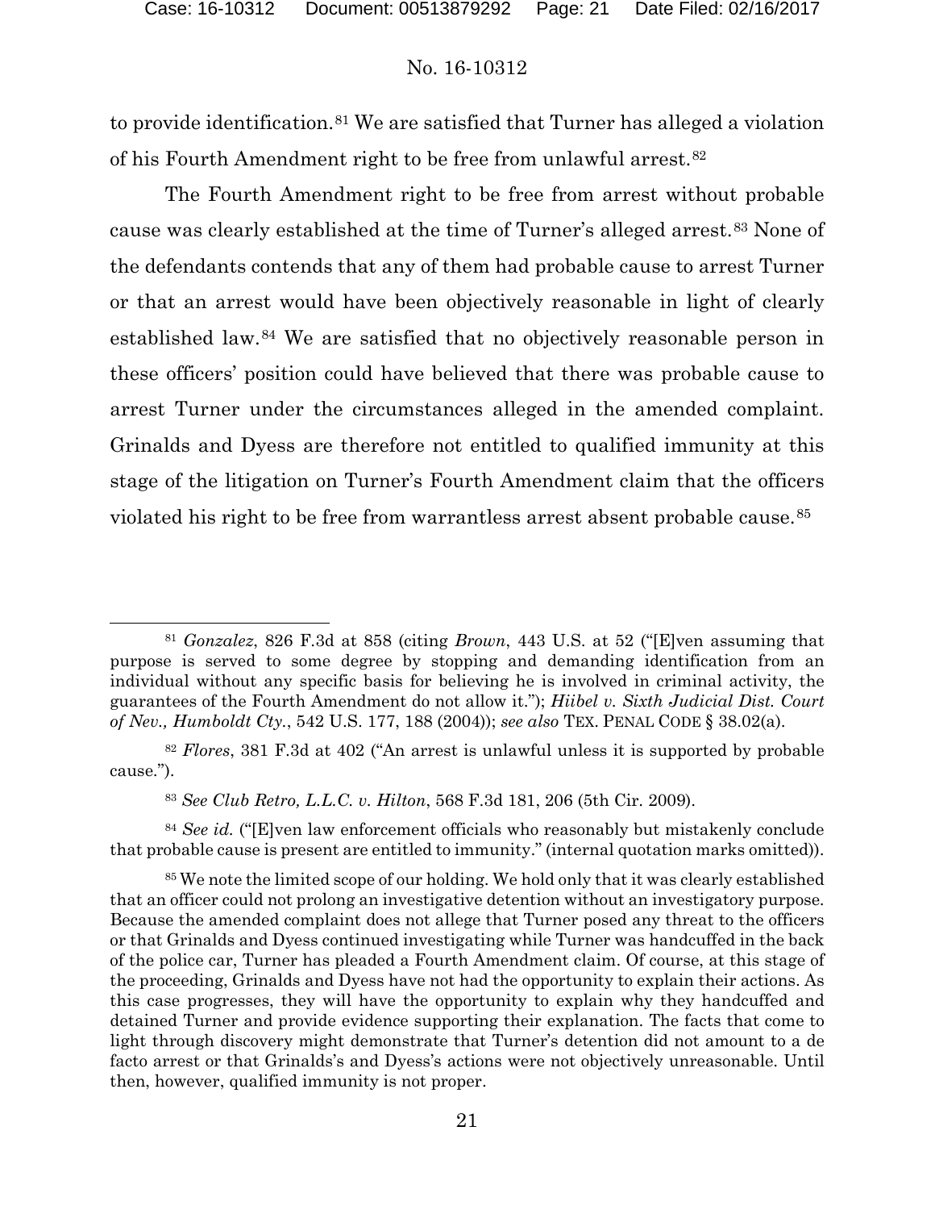to provide identification.[81] We are satisfied that Turner has alleged a violation of his Fourth Amendment right to be free from unlawful arrest.[82]

The Fourth Amendment right to be free from arrest without probable cause was clearly established at the time of Turner's alleged arrest.[83] None of the defendants contends that any of them had probable cause to arrest Turner or that an arrest would have been objectively reasonable in light of clearly established law.[84] We are satisfied that no objectively reasonable person in these officers' position could have believed that there was probable cause to arrest Turner under the circumstances alleged in the amended complaint. Grinalds and Dyess are therefore not entitled to qualified immunity at this stage of the litigation on Turner's Fourth Amendment claim that the officers violated his right to be free from warrantless arrest absent probable cause.[85]

---

[81] *Gonzalez*, 826 F.3d at 858 (citing *Brown*, 443 U.S. at 52 ("[E]ven assuming that purpose is served to some degree by stopping and demanding identification from an individual without any specific basis for believing he is involved in criminal activity, the guarantees of the Fourth Amendment do not allow it."); *Hiibel v. Sixth Judicial Dist. Court of Nev., Humboldt Cty.*, 542 U.S. 177, 188 (2004)); *see also* TEX. PENAL CODE § 38.02(a).

[82] *Flores*, 381 F.3d at 402 ("An arrest is unlawful unless it is supported by probable cause.").

[83] *See Club Retro, L.L.C. v. Hilton*, 568 F.3d 181, 206 (5th Cir. 2009).

[84] *See id.* ("[E]ven law enforcement officials who reasonably but mistakenly conclude that probable cause is present are entitled to immunity." (internal quotation marks omitted)).

[85] We note the limited scope of our holding. We hold only that it was clearly established that an officer could not prolong an investigative detention without an investigatory purpose. Because the amended complaint does not allege that Turner posed any threat to the officers or that Grinalds and Dyess continued investigating while Turner was handcuffed in the back of the police car, Turner has pleaded a Fourth Amendment claim. Of course, at this stage of the proceeding, Grinalds and Dyess have not had the opportunity to explain their actions. As this case progresses, they will have the opportunity to explain why they handcuffed and detained Turner and provide evidence supporting their explanation. The facts that come to light through discovery might demonstrate that Turner's detention did not amount to a de facto arrest or that Grinalds's and Dyess's actions were not objectively unreasonable. Until then, however, qualified immunity is not proper.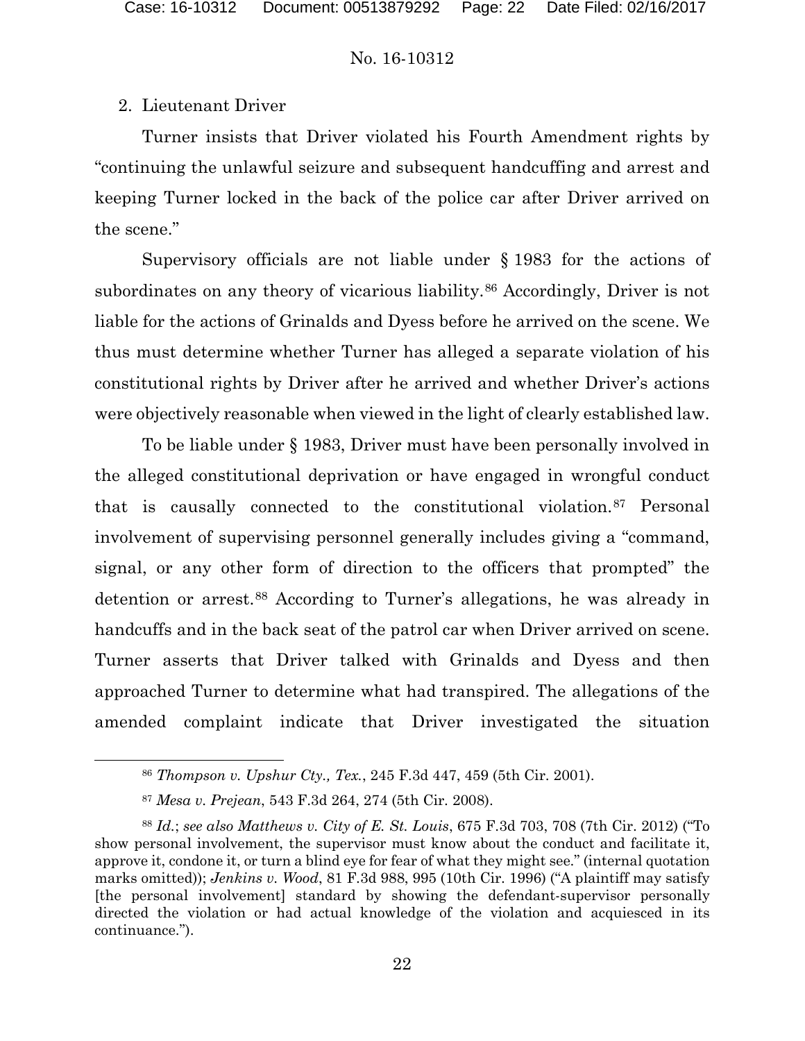2. Lieutenant Driver

Turner insists that Driver violated his Fourth Amendment rights by "continuing the unlawful seizure and subsequent handcuffing and arrest and keeping Turner locked in the back of the police car after Driver arrived on the scene."

Supervisory officials are not liable under § 1983 for the actions of subordinates on any theory of vicarious liability.[86] Accordingly, Driver is not liable for the actions of Grinalds and Dyess before he arrived on the scene. We thus must determine whether Turner has alleged a separate violation of his constitutional rights by Driver after he arrived and whether Driver's actions were objectively reasonable when viewed in the light of clearly established law.

To be liable under § 1983, Driver must have been personally involved in the alleged constitutional deprivation or have engaged in wrongful conduct that is causally connected to the constitutional violation.[87] Personal involvement of supervising personnel generally includes giving a "command, signal, or any other form of direction to the officers that prompted" the detention or arrest.[88] According to Turner's allegations, he was already in handcuffs and in the back seat of the patrol car when Driver arrived on scene. Turner asserts that Driver talked with Grinalds and Dyess and then approached Turner to determine what had transpired. The allegations of the amended complaint indicate that Driver investigated the situation

---

[86] *Thompson v. Upshur Cty., Tex.*, 245 F.3d 447, 459 (5th Cir. 2001).

[87] *Mesa v. Prejean*, 543 F.3d 264, 274 (5th Cir. 2008).

[88] *Id.*; *see also Matthews v. City of E. St. Louis*, 675 F.3d 703, 708 (7th Cir. 2012) ("To show personal involvement, the supervisor must know about the conduct and facilitate it, approve it, condone it, or turn a blind eye for fear of what they might see." (internal quotation marks omitted)); *Jenkins v. Wood*, 81 F.3d 988, 995 (10th Cir. 1996) ("A plaintiff may satisfy [the personal involvement] standard by showing the defendant-supervisor personally directed the violation or had actual knowledge of the violation and acquiesced in its continuance.").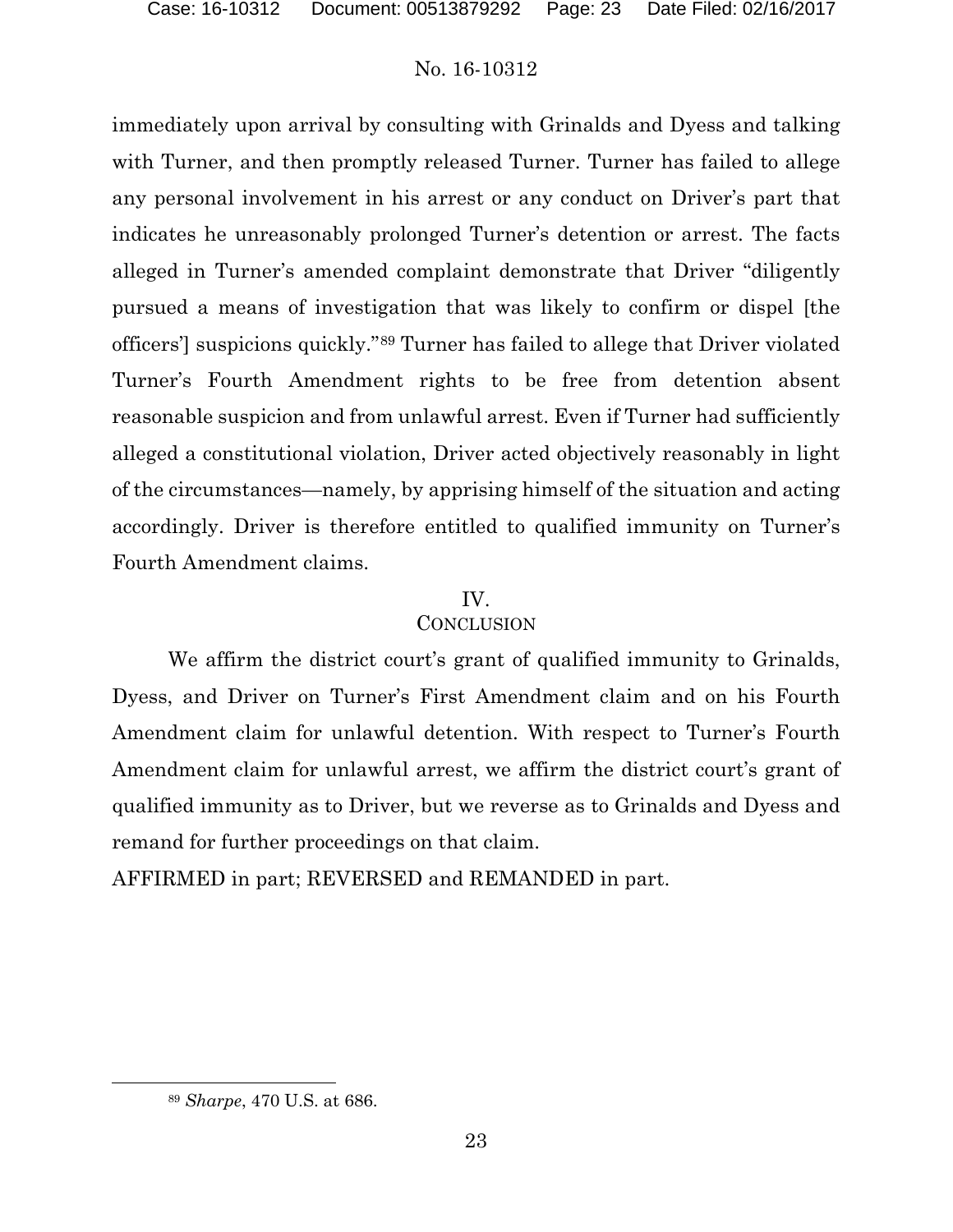immediately upon arrival by consulting with Grinalds and Dyess and talking with Turner, and then promptly released Turner. Turner has failed to allege any personal involvement in his arrest or any conduct on Driver's part that indicates he unreasonably prolonged Turner's detention or arrest. The facts alleged in Turner's amended complaint demonstrate that Driver "diligently pursued a means of investigation that was likely to confirm or dispel [the officers'] suspicions quickly."[89] Turner has failed to allege that Driver violated Turner's Fourth Amendment rights to be free from detention absent reasonable suspicion and from unlawful arrest. Even if Turner had sufficiently alleged a constitutional violation, Driver acted objectively reasonably in light of the circumstances—namely, by apprising himself of the situation and acting accordingly. Driver is therefore entitled to qualified immunity on Turner's Fourth Amendment claims.

## IV.
## CONCLUSION

We affirm the district court's grant of qualified immunity to Grinalds, Dyess, and Driver on Turner's First Amendment claim and on his Fourth Amendment claim for unlawful detention. With respect to Turner's Fourth Amendment claim for unlawful arrest, we affirm the district court's grant of qualified immunity as to Driver, but we reverse as to Grinalds and Dyess and remand for further proceedings on that claim.

AFFIRMED in part; REVERSED and REMANDED in part.

---

[89] *Sharpe*, 470 U.S. at 686.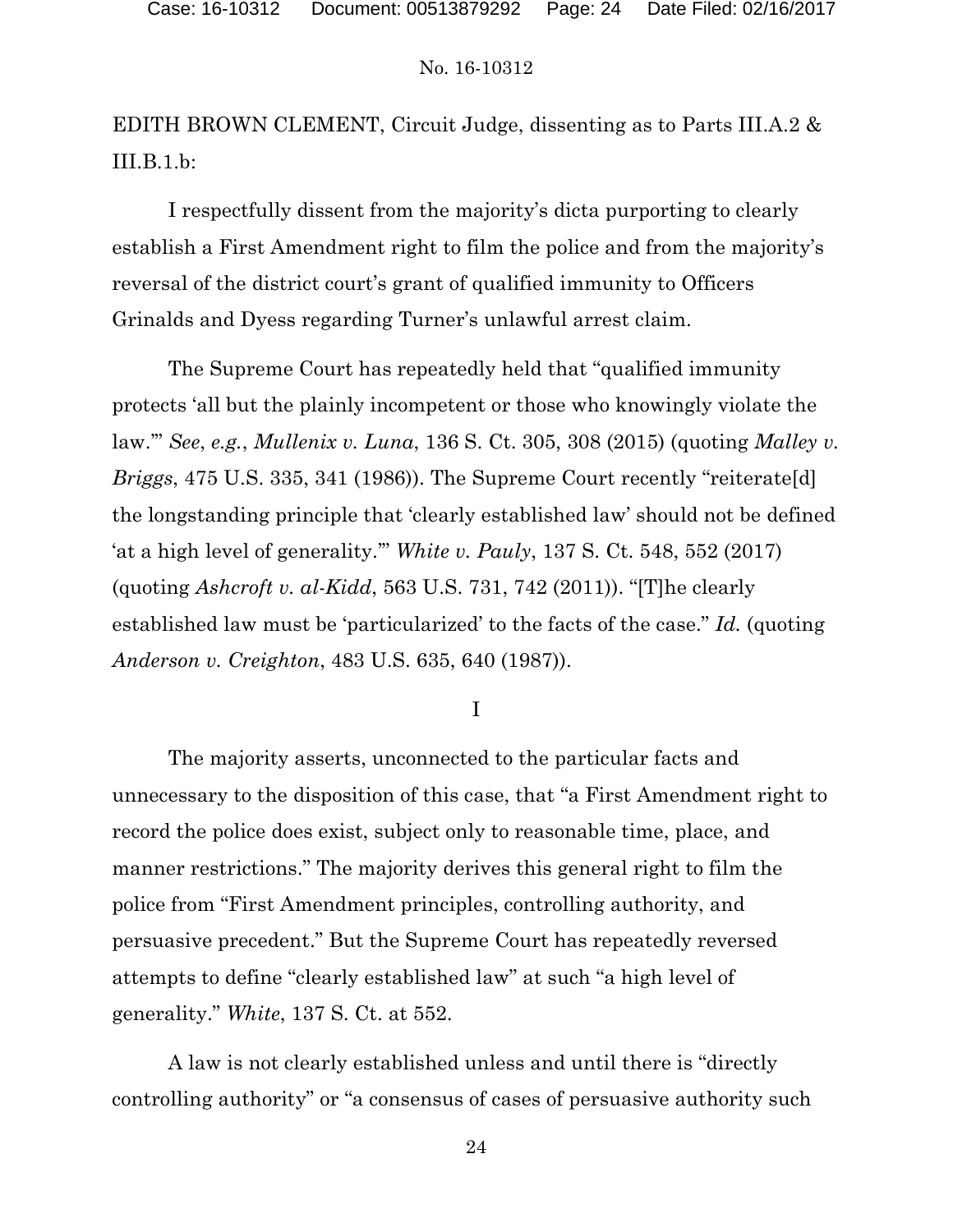EDITH BROWN CLEMENT, Circuit Judge, dissenting as to Parts III.A.2 & III.B.1.b:

I respectfully dissent from the majority's dicta purporting to clearly establish a First Amendment right to film the police and from the majority's reversal of the district court's grant of qualified immunity to Officers Grinalds and Dyess regarding Turner's unlawful arrest claim.

The Supreme Court has repeatedly held that "qualified immunity protects 'all but the plainly incompetent or those who knowingly violate the law.'" *See*, *e.g.*, *Mullenix v. Luna*, 136 S. Ct. 305, 308 (2015) (quoting *Malley v. Briggs*, 475 U.S. 335, 341 (1986)). The Supreme Court recently "reiterate[d] the longstanding principle that 'clearly established law' should not be defined 'at a high level of generality.'" *White v. Pauly*, 137 S. Ct. 548, 552 (2017) (quoting *Ashcroft v. al-Kidd*, 563 U.S. 731, 742 (2011)). "[T]he clearly established law must be 'particularized' to the facts of the case." *Id.* (quoting *Anderson v. Creighton*, 483 U.S. 635, 640 (1987)).

## I

The majority asserts, unconnected to the particular facts and unnecessary to the disposition of this case, that "a First Amendment right to record the police does exist, subject only to reasonable time, place, and manner restrictions." The majority derives this general right to film the police from "First Amendment principles, controlling authority, and persuasive precedent." But the Supreme Court has repeatedly reversed attempts to define "clearly established law" at such "a high level of generality." *White*, 137 S. Ct. at 552.

A law is not clearly established unless and until there is "directly controlling authority" or "a consensus of cases of persuasive authority such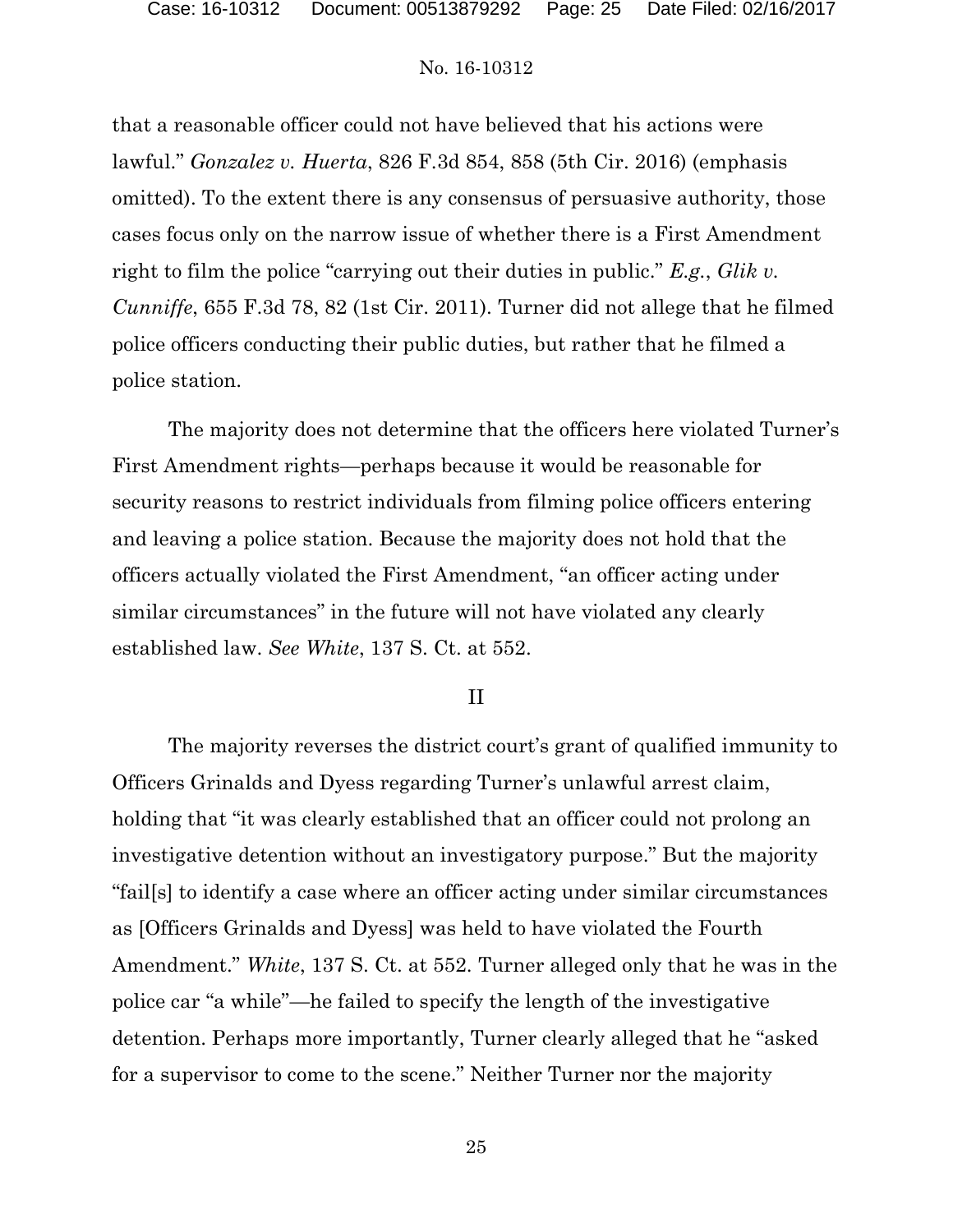that a reasonable officer could not have believed that his actions were lawful." *Gonzalez v. Huerta*, 826 F.3d 854, 858 (5th Cir. 2016) (emphasis omitted). To the extent there is any consensus of persuasive authority, those cases focus only on the narrow issue of whether there is a First Amendment right to film the police "carrying out their duties in public." *E.g.*, *Glik v. Cunniffe*, 655 F.3d 78, 82 (1st Cir. 2011). Turner did not allege that he filmed police officers conducting their public duties, but rather that he filmed a police station.

The majority does not determine that the officers here violated Turner's First Amendment rights—perhaps because it would be reasonable for security reasons to restrict individuals from filming police officers entering and leaving a police station. Because the majority does not hold that the officers actually violated the First Amendment, "an officer acting under similar circumstances" in the future will not have violated any clearly established law. *See White*, 137 S. Ct. at 552.

## II

The majority reverses the district court's grant of qualified immunity to Officers Grinalds and Dyess regarding Turner's unlawful arrest claim, holding that "it was clearly established that an officer could not prolong an investigative detention without an investigatory purpose." But the majority "fail[s] to identify a case where an officer acting under similar circumstances as [Officers Grinalds and Dyess] was held to have violated the Fourth Amendment." *White*, 137 S. Ct. at 552. Turner alleged only that he was in the police car "a while"—he failed to specify the length of the investigative detention. Perhaps more importantly, Turner clearly alleged that he "asked for a supervisor to come to the scene." Neither Turner nor the majority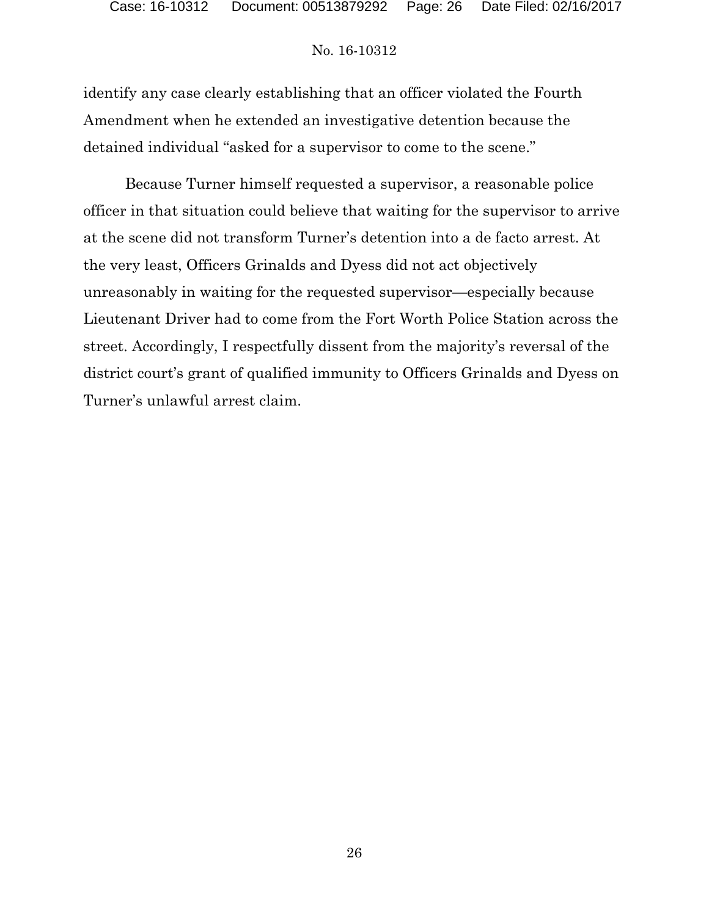identify any case clearly establishing that an officer violated the Fourth Amendment when he extended an investigative detention because the detained individual "asked for a supervisor to come to the scene."

Because Turner himself requested a supervisor, a reasonable police officer in that situation could believe that waiting for the supervisor to arrive at the scene did not transform Turner's detention into a de facto arrest. At the very least, Officers Grinalds and Dyess did not act objectively unreasonably in waiting for the requested supervisor—especially because Lieutenant Driver had to come from the Fort Worth Police Station across the street. Accordingly, I respectfully dissent from the majority's reversal of the district court's grant of qualified immunity to Officers Grinalds and Dyess on Turner's unlawful arrest claim.